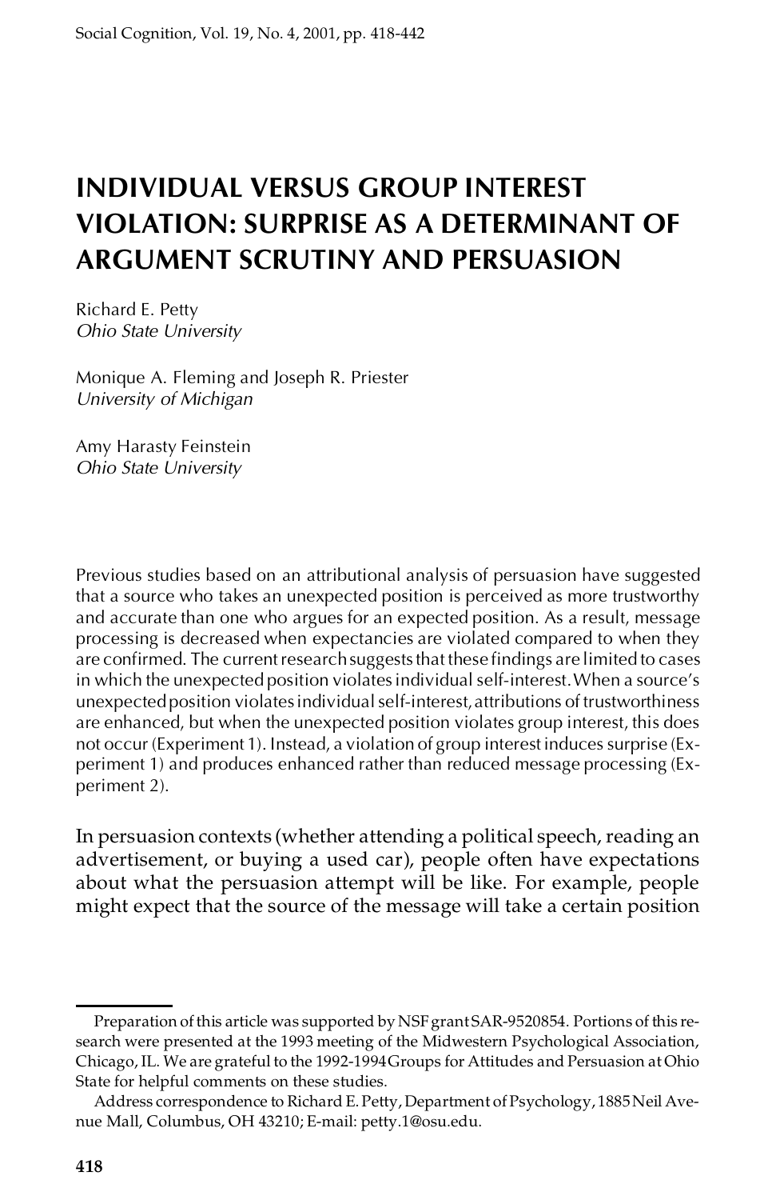# INDIVIDUAL VERSUS GROUP INTEREST VIOLATION: SURPRISE AS A DETERMINANT OF ARGUMENT SCRUTINY AND PERSUASION

Richard E. Petty
*Ohio State University*

Monique A. Fleming and Joseph R. Priester
*University of Michigan*

Amy Harasty Feinstein
*Ohio State University*

Previous studies based on an attributional analysis of persuasion have suggested that a source who takes an unexpected position is perceived as more trustworthy and accurate than one who argues for an expected position. As a result, message processing is decreased when expectancies are violated compared to when they are confirmed. The current research suggests that these findings are limited to cases in which the unexpected position violates individual self-interest. When a source's unexpected position violates individual self-interest, attributions of trustworthiness are enhanced, but when the unexpected position violates group interest, this does not occur (Experiment 1). Instead, a violation of group interest induces surprise (Experiment 1) and produces enhanced rather than reduced message processing (Experiment 2).

In persuasion contexts (whether attending a political speech, reading an advertisement, or buying a used car), people often have expectations about what the persuasion attempt will be like. For example, people might expect that the source of the message will take a certain position

---

Preparation of this article was supported by NSF grant SAR-9520854. Portions of this research were presented at the 1993 meeting of the Midwestern Psychological Association, Chicago, IL. We are grateful to the 1992-1994 Groups for Attitudes and Persuasion at Ohio State for helpful comments on these studies.

Address correspondence to Richard E. Petty, Department of Psychology, 1885 Neil Avenue Mall, Columbus, OH 43210; E-mail: petty.1@osu.edu.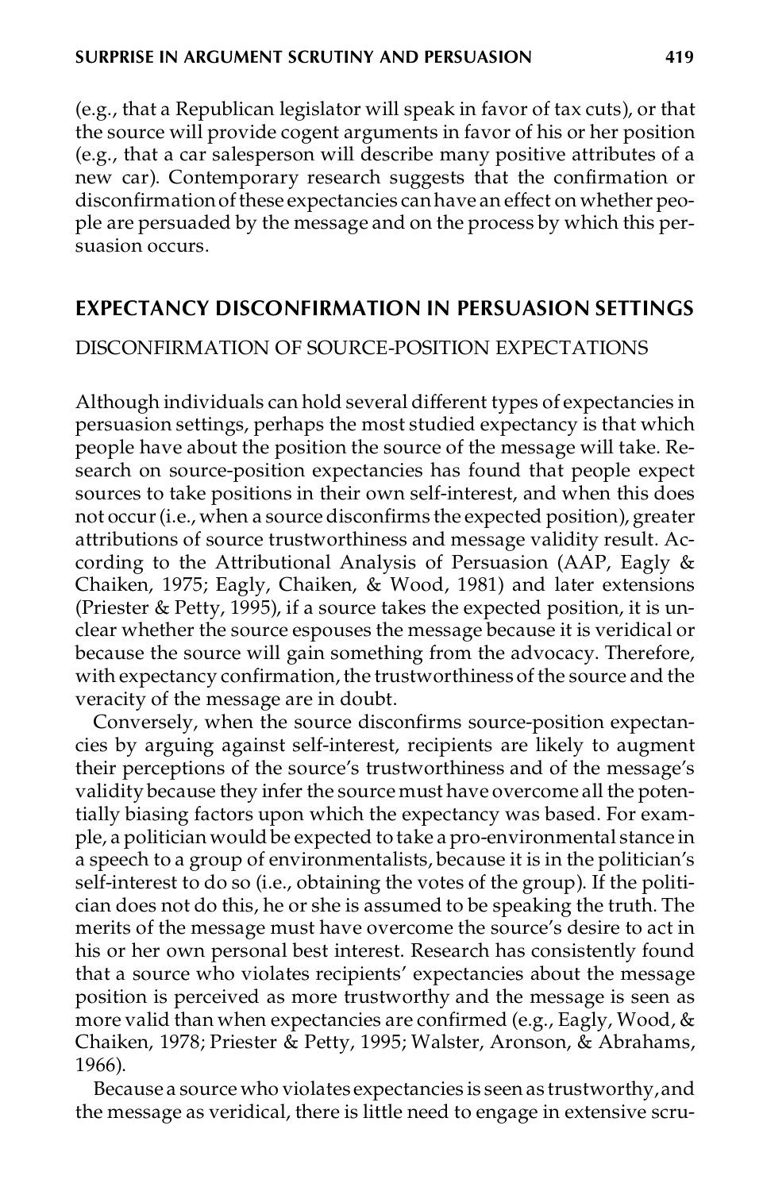(e.g., that a Republican legislator will speak in favor of tax cuts), or that the source will provide cogent arguments in favor of his or her position (e.g., that a car salesperson will describe many positive attributes of a new car). Contemporary research suggests that the confirmation or disconfirmation of these expectancies can have an effect on whether people are persuaded by the message and on the process by which this persuasion occurs.

## EXPECTANCY DISCONFIRMATION IN PERSUASION SETTINGS

### DISCONFIRMATION OF SOURCE-POSITION EXPECTATIONS

Although individuals can hold several different types of expectancies in persuasion settings, perhaps the most studied expectancy is that which people have about the position the source of the message will take. Research on source-position expectancies has found that people expect sources to take positions in their own self-interest, and when this does not occur (i.e., when a source disconfirms the expected position), greater attributions of source trustworthiness and message validity result. According to the Attributional Analysis of Persuasion (AAP, Eagly & Chaiken, 1975; Eagly, Chaiken, & Wood, 1981) and later extensions (Priester & Petty, 1995), if a source takes the expected position, it is unclear whether the source espouses the message because it is veridical or because the source will gain something from the advocacy. Therefore, with expectancy confirmation, the trustworthiness of the source and the veracity of the message are in doubt.

Conversely, when the source disconfirms source-position expectancies by arguing against self-interest, recipients are likely to augment their perceptions of the source's trustworthiness and of the message's validity because they infer the source must have overcome all the potentially biasing factors upon which the expectancy was based. For example, a politician would be expected to take a pro-environmental stance in a speech to a group of environmentalists, because it is in the politician's self-interest to do so (i.e., obtaining the votes of the group). If the politician does not do this, he or she is assumed to be speaking the truth. The merits of the message must have overcome the source's desire to act in his or her own personal best interest. Research has consistently found that a source who violates recipients' expectancies about the message position is perceived as more trustworthy and the message is seen as more valid than when expectancies are confirmed (e.g., Eagly, Wood, & Chaiken, 1978; Priester & Petty, 1995; Walster, Aronson, & Abrahams, 1966).

Because a source who violates expectancies is seen as trustworthy, and the message as veridical, there is little need to engage in extensive scru-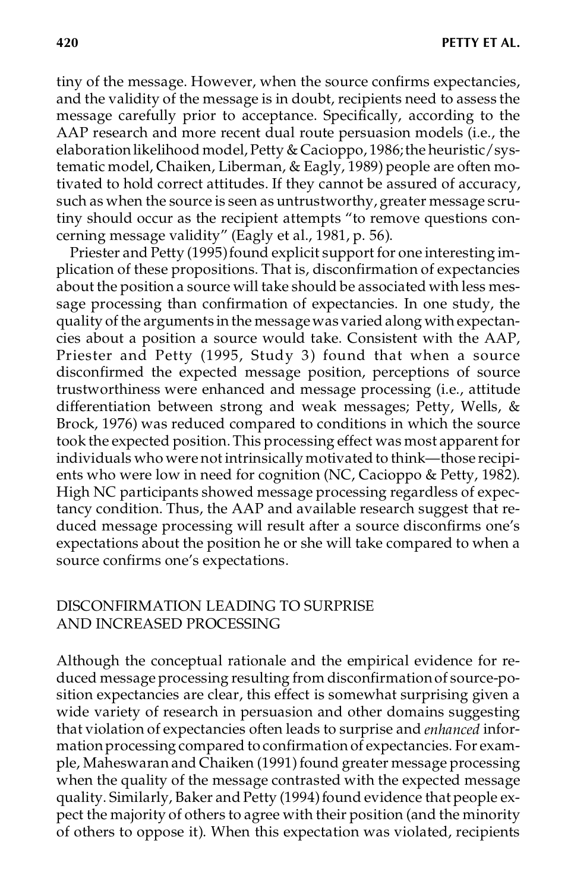tiny of the message. However, when the source confirms expectancies, and the validity of the message is in doubt, recipients need to assess the message carefully prior to acceptance. Specifically, according to the AAP research and more recent dual route persuasion models (i.e., the elaboration likelihood model, Petty & Cacioppo, 1986; the heuristic/systematic model, Chaiken, Liberman, & Eagly, 1989) people are often motivated to hold correct attitudes. If they cannot be assured of accuracy, such as when the source is seen as untrustworthy, greater message scrutiny should occur as the recipient attempts "to remove questions concerning message validity" (Eagly et al., 1981, p. 56).

Priester and Petty (1995) found explicit support for one interesting implication of these propositions. That is, disconfirmation of expectancies about the position a source will take should be associated with less message processing than confirmation of expectancies. In one study, the quality of the arguments in the message was varied along with expectancies about a position a source would take. Consistent with the AAP, Priester and Petty (1995, Study 3) found that when a source disconfirmed the expected message position, perceptions of source trustworthiness were enhanced and message processing (i.e., attitude differentiation between strong and weak messages; Petty, Wells, & Brock, 1976) was reduced compared to conditions in which the source took the expected position. This processing effect was most apparent for individuals who were not intrinsically motivated to think—those recipients who were low in need for cognition (NC, Cacioppo & Petty, 1982). High NC participants showed message processing regardless of expectancy condition. Thus, the AAP and available research suggest that reduced message processing will result after a source disconfirms one's expectations about the position he or she will take compared to when a source confirms one's expectations.

## DISCONFIRMATION LEADING TO SURPRISE AND INCREASED PROCESSING

Although the conceptual rationale and the empirical evidence for reduced message processing resulting from disconfirmation of source-position expectancies are clear, this effect is somewhat surprising given a wide variety of research in persuasion and other domains suggesting that violation of expectancies often leads to surprise and *enhanced* information processing compared to confirmation of expectancies. For example, Maheswaran and Chaiken (1991) found greater message processing when the quality of the message contrasted with the expected message quality. Similarly, Baker and Petty (1994) found evidence that people expect the majority of others to agree with their position (and the minority of others to oppose it). When this expectation was violated, recipients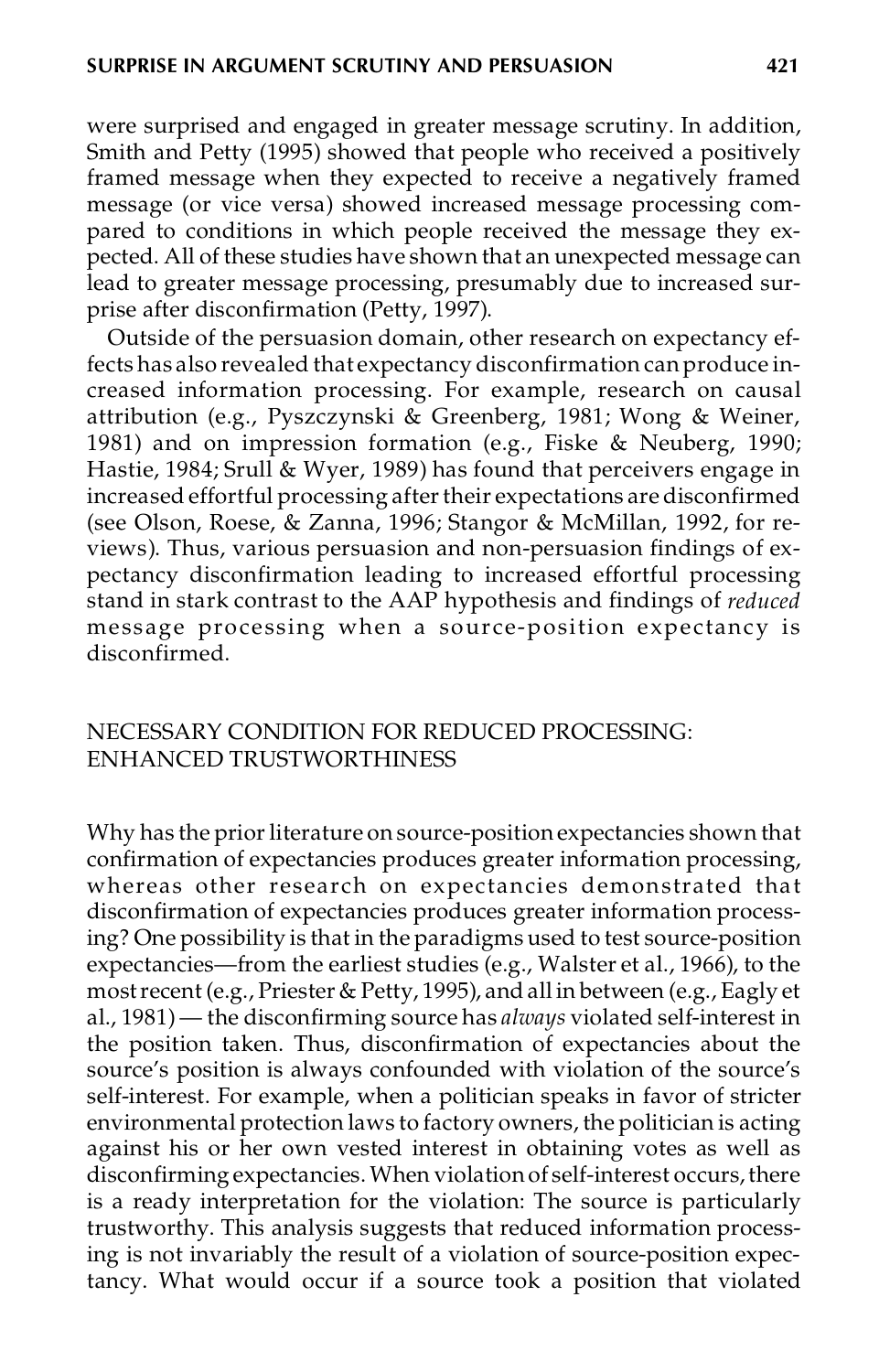were surprised and engaged in greater message scrutiny. In addition, Smith and Petty (1995) showed that people who received a positively framed message when they expected to receive a negatively framed message (or vice versa) showed increased message processing compared to conditions in which people received the message they expected. All of these studies have shown that an unexpected message can lead to greater message processing, presumably due to increased surprise after disconfirmation (Petty, 1997).

Outside of the persuasion domain, other research on expectancy effects has also revealed that expectancy disconfirmation can produce increased information processing. For example, research on causal attribution (e.g., Pyszczynski & Greenberg, 1981; Wong & Weiner, 1981) and on impression formation (e.g., Fiske & Neuberg, 1990; Hastie, 1984; Srull & Wyer, 1989) has found that perceivers engage in increased effortful processing after their expectations are disconfirmed (see Olson, Roese, & Zanna, 1996; Stangor & McMillan, 1992, for reviews). Thus, various persuasion and non-persuasion findings of expectancy disconfirmation leading to increased effortful processing stand in stark contrast to the AAP hypothesis and findings of *reduced* message processing when a source-position expectancy is disconfirmed.

## NECESSARY CONDITION FOR REDUCED PROCESSING: ENHANCED TRUSTWORTHINESS

Why has the prior literature on source-position expectancies shown that confirmation of expectancies produces greater information processing, whereas other research on expectancies demonstrated that disconfirmation of expectancies produces greater information processing? One possibility is that in the paradigms used to test source-position expectancies—from the earliest studies (e.g., Walster et al., 1966), to the most recent (e.g., Priester & Petty, 1995), and all in between (e.g., Eagly et al., 1981) — the disconfirming source has *always* violated self-interest in the position taken. Thus, disconfirmation of expectancies about the source's position is always confounded with violation of the source's self-interest. For example, when a politician speaks in favor of stricter environmental protection laws to factory owners, the politician is acting against his or her own vested interest in obtaining votes as well as disconfirming expectancies. When violation of self-interest occurs, there is a ready interpretation for the violation: The source is particularly trustworthy. This analysis suggests that reduced information processing is not invariably the result of a violation of source-position expectancy. What would occur if a source took a position that violated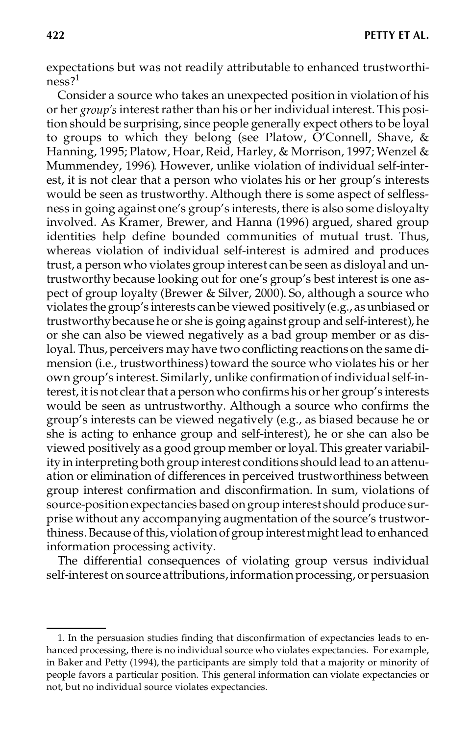expectations but was not readily attributable to enhanced trustworthiness?[1]

Consider a source who takes an unexpected position in violation of his or her *group's* interest rather than his or her individual interest. This position should be surprising, since people generally expect others to be loyal to groups to which they belong (see Platow, O'Connell, Shave, & Hanning, 1995; Platow, Hoar, Reid, Harley, & Morrison, 1997; Wenzel & Mummendey, 1996). However, unlike violation of individual self-interest, it is not clear that a person who violates his or her group's interests would be seen as trustworthy. Although there is some aspect of selflessness in going against one's group's interests, there is also some disloyalty involved. As Kramer, Brewer, and Hanna (1996) argued, shared group identities help define bounded communities of mutual trust. Thus, whereas violation of individual self-interest is admired and produces trust, a person who violates group interest can be seen as disloyal and untrustworthy because looking out for one's group's best interest is one aspect of group loyalty (Brewer & Silver, 2000). So, although a source who violates the group's interests can be viewed positively (e.g., as unbiased or trustworthy because he or she is going against group and self-interest), he or she can also be viewed negatively as a bad group member or as disloyal. Thus, perceivers may have two conflicting reactions on the same dimension (i.e., trustworthiness) toward the source who violates his or her own group's interest. Similarly, unlike confirmation of individual self-interest, it is not clear that a person who confirms his or her group's interests would be seen as untrustworthy. Although a source who confirms the group's interests can be viewed negatively (e.g., as biased because he or she is acting to enhance group and self-interest), he or she can also be viewed positively as a good group member or loyal. This greater variability in interpreting both group interest conditions should lead to an attenuation or elimination of differences in perceived trustworthiness between group interest confirmation and disconfirmation. In sum, violations of source-position expectancies based on group interest should produce surprise without any accompanying augmentation of the source's trustworthiness. Because of this, violation of group interest might lead to enhanced information processing activity.

The differential consequences of violating group versus individual self-interest on source attributions, information processing, or persuasion

1. In the persuasion studies finding that disconfirmation of expectancies leads to enhanced processing, there is no individual source who violates expectancies. For example, in Baker and Petty (1994), the participants are simply told that a majority or minority of people favors a particular position. This general information can violate expectancies or not, but no individual source violates expectancies.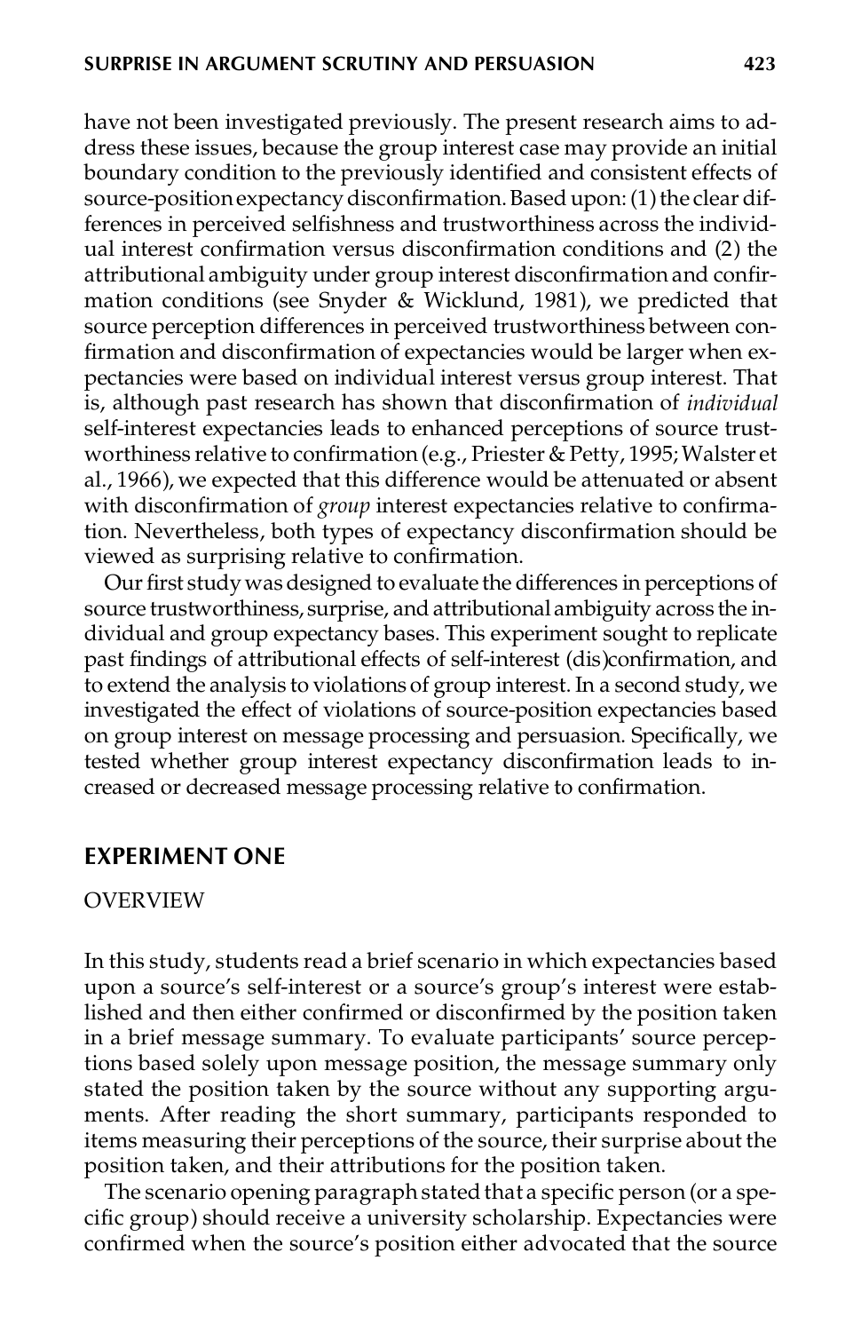have not been investigated previously. The present research aims to address these issues, because the group interest case may provide an initial boundary condition to the previously identified and consistent effects of source-position expectancy disconfirmation. Based upon: (1) the clear differences in perceived selfishness and trustworthiness across the individual interest confirmation versus disconfirmation conditions and (2) the attributional ambiguity under group interest disconfirmation and confirmation conditions (see Snyder & Wicklund, 1981), we predicted that source perception differences in perceived trustworthiness between confirmation and disconfirmation of expectancies would be larger when expectancies were based on individual interest versus group interest. That is, although past research has shown that disconfirmation of *individual* self-interest expectancies leads to enhanced perceptions of source trustworthiness relative to confirmation (e.g., Priester & Petty, 1995; Walster et al., 1966), we expected that this difference would be attenuated or absent with disconfirmation of *group* interest expectancies relative to confirmation. Nevertheless, both types of expectancy disconfirmation should be viewed as surprising relative to confirmation.

Our first study was designed to evaluate the differences in perceptions of source trustworthiness, surprise, and attributional ambiguity across the individual and group expectancy bases. This experiment sought to replicate past findings of attributional effects of self-interest (dis)confirmation, and to extend the analysis to violations of group interest. In a second study, we investigated the effect of violations of source-position expectancies based on group interest on message processing and persuasion. Specifically, we tested whether group interest expectancy disconfirmation leads to increased or decreased message processing relative to confirmation.

## EXPERIMENT ONE

### OVERVIEW

In this study, students read a brief scenario in which expectancies based upon a source's self-interest or a source's group's interest were established and then either confirmed or disconfirmed by the position taken in a brief message summary. To evaluate participants' source perceptions based solely upon message position, the message summary only stated the position taken by the source without any supporting arguments. After reading the short summary, participants responded to items measuring their perceptions of the source, their surprise about the position taken, and their attributions for the position taken.

The scenario opening paragraph stated that a specific person (or a specific group) should receive a university scholarship. Expectancies were confirmed when the source's position either advocated that the source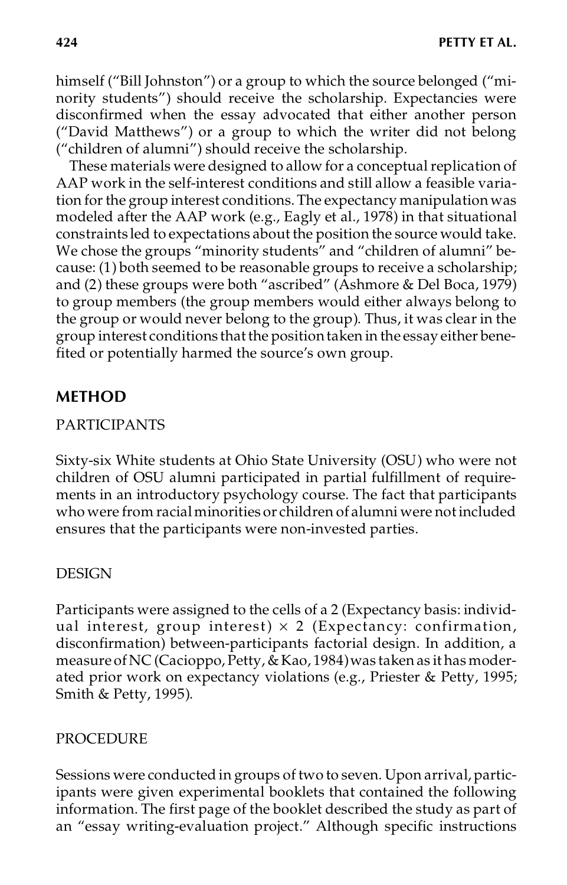himself ("Bill Johnston") or a group to which the source belonged ("minority students") should receive the scholarship. Expectancies were disconfirmed when the essay advocated that either another person ("David Matthews") or a group to which the writer did not belong ("children of alumni") should receive the scholarship.

These materials were designed to allow for a conceptual replication of AAP work in the self-interest conditions and still allow a feasible variation for the group interest conditions. The expectancy manipulation was modeled after the AAP work (e.g., Eagly et al., 1978) in that situational constraints led to expectations about the position the source would take. We chose the groups "minority students" and "children of alumni" because: (1) both seemed to be reasonable groups to receive a scholarship; and (2) these groups were both "ascribed" (Ashmore & Del Boca, 1979) to group members (the group members would either always belong to the group or would never belong to the group). Thus, it was clear in the group interest conditions that the position taken in the essay either benefited or potentially harmed the source's own group.

## METHOD

### PARTICIPANTS

Sixty-six White students at Ohio State University (OSU) who were not children of OSU alumni participated in partial fulfillment of requirements in an introductory psychology course. The fact that participants who were from racial minorities or children of alumni were not included ensures that the participants were non-invested parties.

### DESIGN

Participants were assigned to the cells of a 2 (Expectancy basis: individual interest, group interest) $\times$ 2 (Expectancy: confirmation, disconfirmation) between-participants factorial design. In addition, a measure of NC (Cacioppo, Petty, & Kao, 1984) was taken as it has moderated prior work on expectancy violations (e.g., Priester & Petty, 1995; Smith & Petty, 1995).

### PROCEDURE

Sessions were conducted in groups of two to seven. Upon arrival, participants were given experimental booklets that contained the following information. The first page of the booklet described the study as part of an "essay writing-evaluation project." Although specific instructions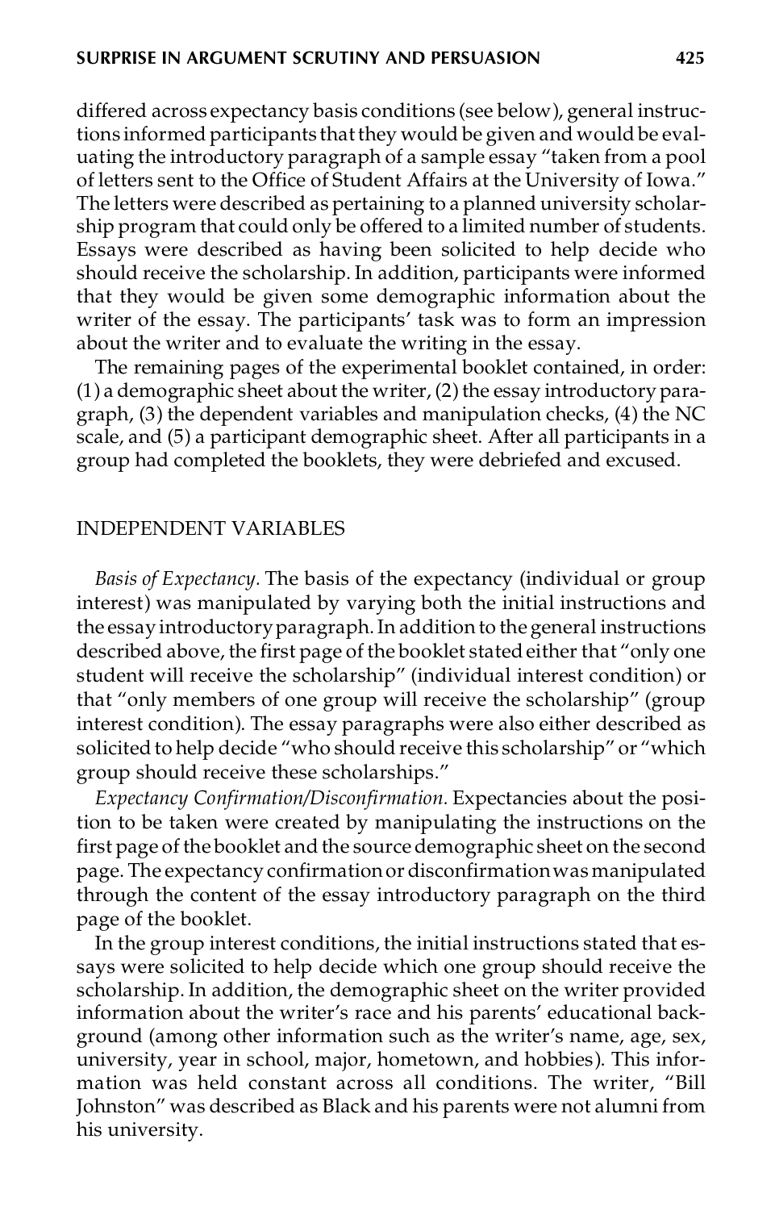differed across expectancy basis conditions (see below), general instructions informed participants that they would be given and would be evaluating the introductory paragraph of a sample essay "taken from a pool of letters sent to the Office of Student Affairs at the University of Iowa." The letters were described as pertaining to a planned university scholarship program that could only be offered to a limited number of students. Essays were described as having been solicited to help decide who should receive the scholarship. In addition, participants were informed that they would be given some demographic information about the writer of the essay. The participants' task was to form an impression about the writer and to evaluate the writing in the essay.

The remaining pages of the experimental booklet contained, in order: (1) a demographic sheet about the writer, (2) the essay introductory paragraph, (3) the dependent variables and manipulation checks, (4) the NC scale, and (5) a participant demographic sheet. After all participants in a group had completed the booklets, they were debriefed and excused.

## INDEPENDENT VARIABLES

*Basis of Expectancy.* The basis of the expectancy (individual or group interest) was manipulated by varying both the initial instructions and the essay introductory paragraph. In addition to the general instructions described above, the first page of the booklet stated either that "only one student will receive the scholarship" (individual interest condition) or that "only members of one group will receive the scholarship" (group interest condition). The essay paragraphs were also either described as solicited to help decide "who should receive this scholarship" or "which group should receive these scholarships."

*Expectancy Confirmation/Disconfirmation.* Expectancies about the position to be taken were created by manipulating the instructions on the first page of the booklet and the source demographic sheet on the second page. The expectancy confirmation or disconfirmation was manipulated through the content of the essay introductory paragraph on the third page of the booklet.

In the group interest conditions, the initial instructions stated that essays were solicited to help decide which one group should receive the scholarship. In addition, the demographic sheet on the writer provided information about the writer's race and his parents' educational background (among other information such as the writer's name, age, sex, university, year in school, major, hometown, and hobbies). This information was held constant across all conditions. The writer, "Bill Johnston" was described as Black and his parents were not alumni from his university.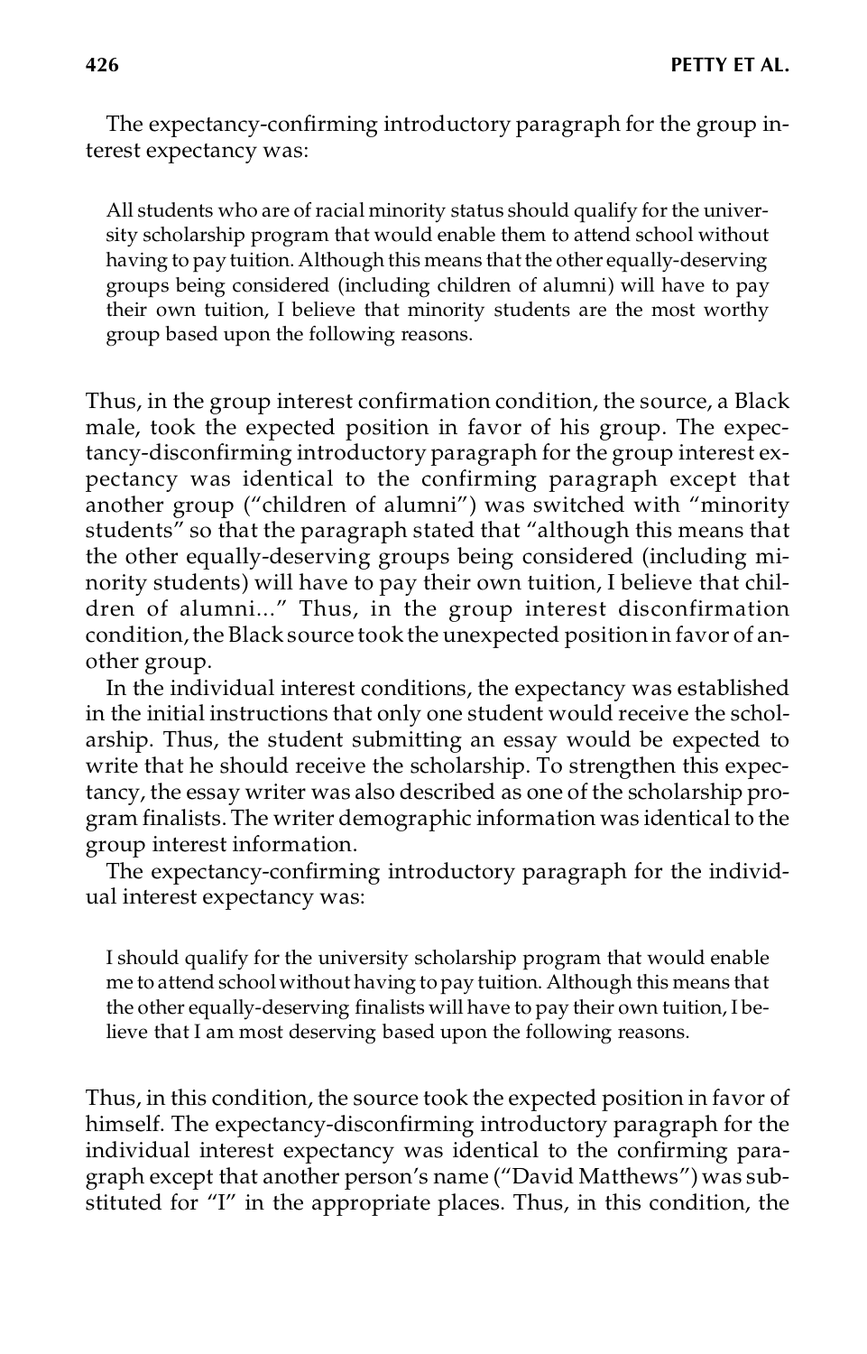The expectancy-confirming introductory paragraph for the group interest expectancy was:

> All students who are of racial minority status should qualify for the university scholarship program that would enable them to attend school without having to pay tuition. Although this means that the other equally-deserving groups being considered (including children of alumni) will have to pay their own tuition, I believe that minority students are the most worthy group based upon the following reasons.

Thus, in the group interest confirmation condition, the source, a Black male, took the expected position in favor of his group. The expectancy-disconfirming introductory paragraph for the group interest expectancy was identical to the confirming paragraph except that another group ("children of alumni") was switched with "minority students" so that the paragraph stated that "although this means that the other equally-deserving groups being considered (including minority students) will have to pay their own tuition, I believe that children of alumni..." Thus, in the group interest disconfirmation condition, the Black source took the unexpected position in favor of another group.

In the individual interest conditions, the expectancy was established in the initial instructions that only one student would receive the scholarship. Thus, the student submitting an essay would be expected to write that he should receive the scholarship. To strengthen this expectancy, the essay writer was also described as one of the scholarship program finalists. The writer demographic information was identical to the group interest information.

The expectancy-confirming introductory paragraph for the individual interest expectancy was:

> I should qualify for the university scholarship program that would enable me to attend school without having to pay tuition. Although this means that the other equally-deserving finalists will have to pay their own tuition, I believe that I am most deserving based upon the following reasons.

Thus, in this condition, the source took the expected position in favor of himself. The expectancy-disconfirming introductory paragraph for the individual interest expectancy was identical to the confirming paragraph except that another person's name ("David Matthews") was substituted for "I" in the appropriate places. Thus, in this condition, the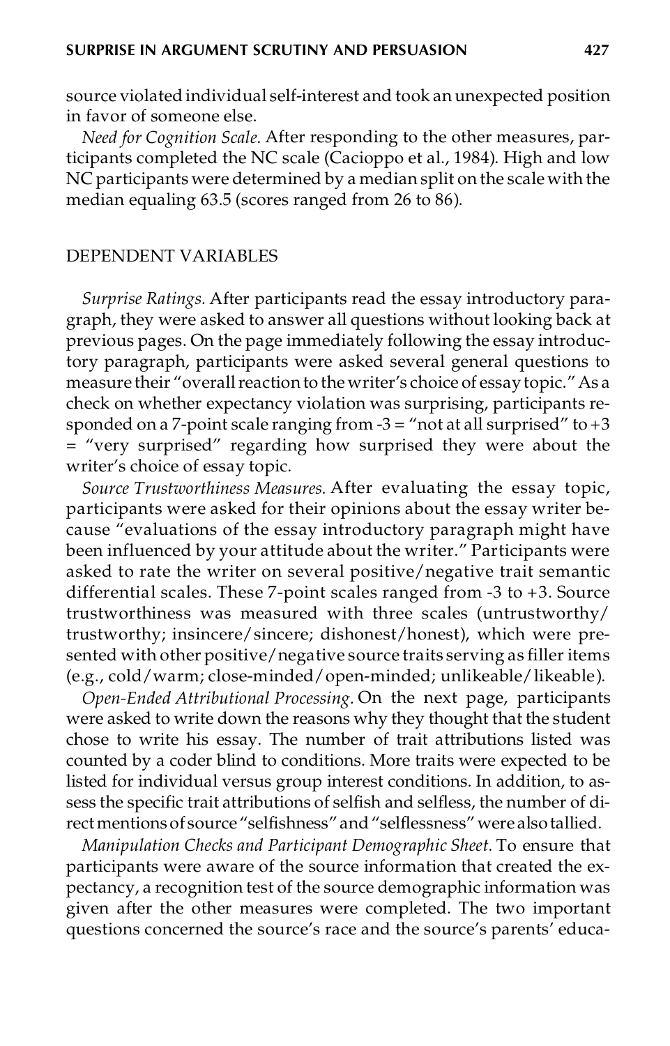source violated individual self-interest and took an unexpected position in favor of someone else.

*Need for Cognition Scale.* After responding to the other measures, participants completed the NC scale (Cacioppo et al., 1984). High and low NC participants were determined by a median split on the scale with the median equaling 63.5 (scores ranged from 26 to 86).

## DEPENDENT VARIABLES

*Surprise Ratings.* After participants read the essay introductory paragraph, they were asked to answer all questions without looking back at previous pages. On the page immediately following the essay introductory paragraph, participants were asked several general questions to measure their "overall reaction to the writer's choice of essay topic." As a check on whether expectancy violation was surprising, participants responded on a 7-point scale ranging from -3 = "not at all surprised" to +3 = "very surprised" regarding how surprised they were about the writer's choice of essay topic.

*Source Trustworthiness Measures.* After evaluating the essay topic, participants were asked for their opinions about the essay writer because "evaluations of the essay introductory paragraph might have been influenced by your attitude about the writer." Participants were asked to rate the writer on several positive/negative trait semantic differential scales. These 7-point scales ranged from -3 to +3. Source trustworthiness was measured with three scales (untrustworthy/trustworthy; insincere/sincere; dishonest/honest), which were presented with other positive/negative source traits serving as filler items (e.g., cold/warm; close-minded/open-minded; unlikeable/likeable).

*Open-Ended Attributional Processing.* On the next page, participants were asked to write down the reasons why they thought that the student chose to write his essay. The number of trait attributions listed was counted by a coder blind to conditions. More traits were expected to be listed for individual versus group interest conditions. In addition, to assess the specific trait attributions of selfish and selfless, the number of direct mentions of source "selfishness" and "selflessness" were also tallied.

*Manipulation Checks and Participant Demographic Sheet.* To ensure that participants were aware of the source information that created the expectancy, a recognition test of the source demographic information was given after the other measures were completed. The two important questions concerned the source's race and the source's parents' educa-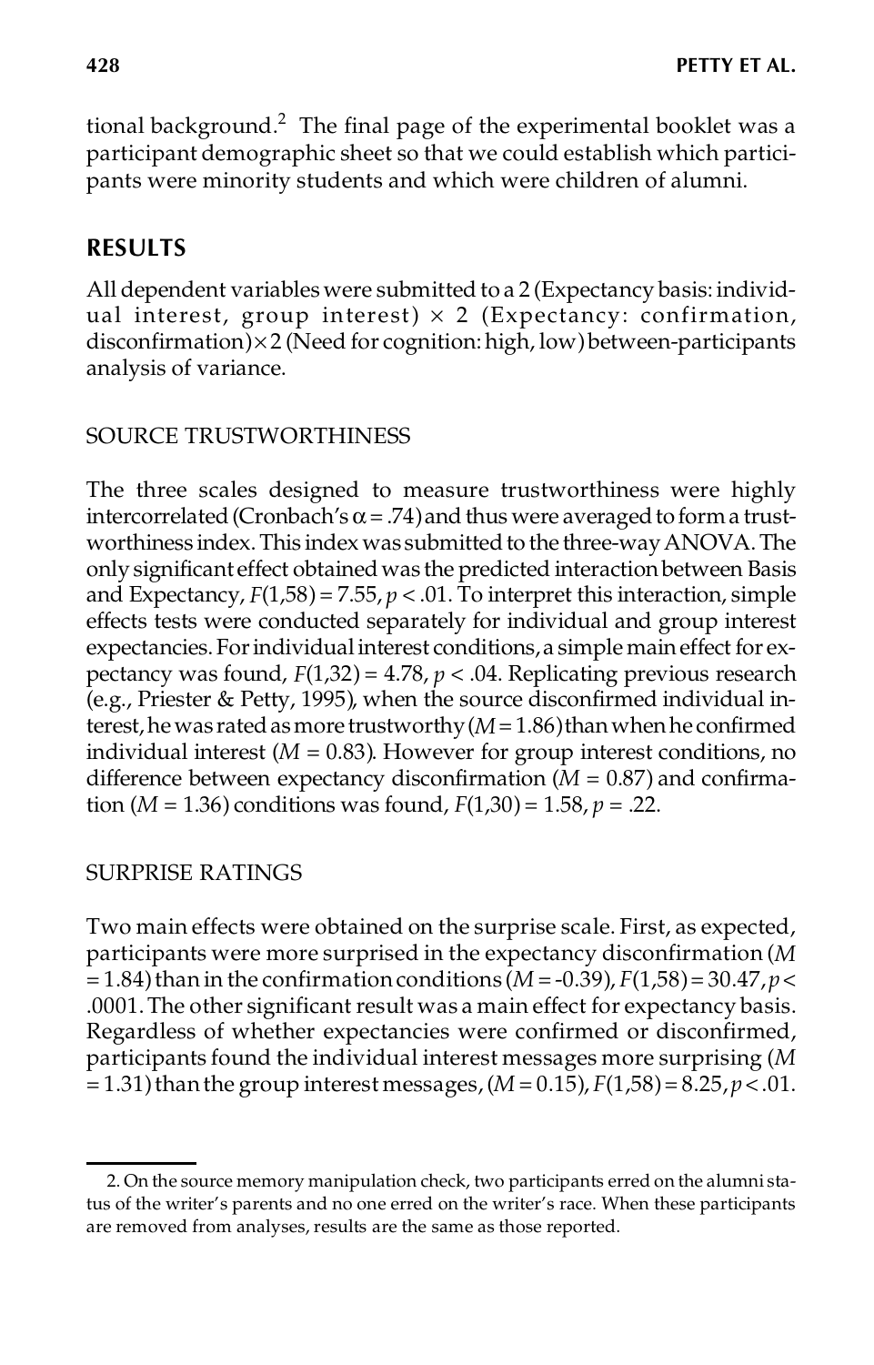tional background.[2] The final page of the experimental booklet was a participant demographic sheet so that we could establish which participants were minority students and which were children of alumni.

## RESULTS

All dependent variables were submitted to a 2 (Expectancy basis: individual interest, group interest) × 2 (Expectancy: confirmation, disconfirmation) × 2 (Need for cognition: high, low) between-participants analysis of variance.

### SOURCE TRUSTWORTHINESS

The three scales designed to measure trustworthiness were highly intercorrelated (Cronbach's $\alpha = .74$) and thus were averaged to form a trustworthiness index. This index was submitted to the three-way ANOVA. The only significant effect obtained was the predicted interaction between Basis and Expectancy, $F(1,58) = 7.55$, $p < .01$. To interpret this interaction, simple effects tests were conducted separately for individual and group interest expectancies. For individual interest conditions, a simple main effect for expectancy was found, $F(1,32) = 4.78$, $p < .04$. Replicating previous research (e.g., Priester & Petty, 1995), when the source disconfirmed individual interest, he was rated as more trustworthy ($M = 1.86$) than when he confirmed individual interest ($M = 0.83$). However for group interest conditions, no difference between expectancy disconfirmation ($M = 0.87$) and confirmation ($M = 1.36$) conditions was found, $F(1,30) = 1.58$, $p = .22$.

### SURPRISE RATINGS

Two main effects were obtained on the surprise scale. First, as expected, participants were more surprised in the expectancy disconfirmation ($M = 1.84$) than in the confirmation conditions ($M = -0.39$), $F(1,58) = 30.47$, $p < .0001$. The other significant result was a main effect for expectancy basis. Regardless of whether expectancies were confirmed or disconfirmed, participants found the individual interest messages more surprising ($M = 1.31$) than the group interest messages, ($M = 0.15$), $F(1,58) = 8.25$, $p < .01$.

2. On the source memory manipulation check, two participants erred on the alumni status of the writer's parents and no one erred on the writer's race. When these participants are removed from analyses, results are the same as those reported.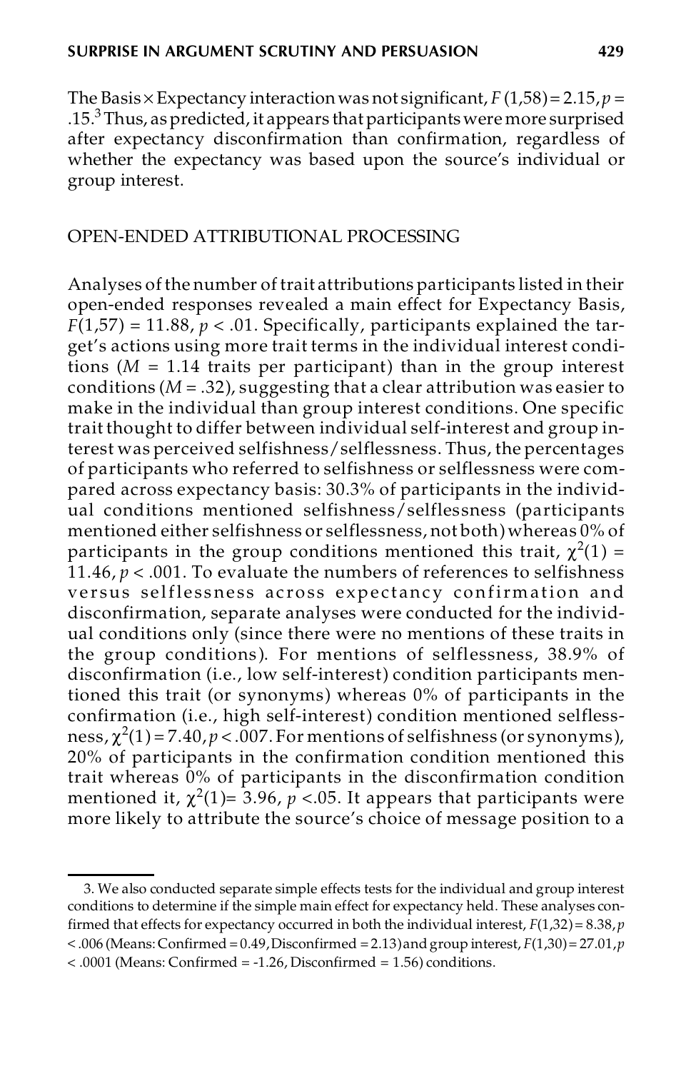The Basis × Expectancy interaction was not significant, $F(1,58) = 2.15$, $p = .15$.[3] Thus, as predicted, it appears that participants were more surprised after expectancy disconfirmation than confirmation, regardless of whether the expectancy was based upon the source's individual or group interest.

## OPEN-ENDED ATTRIBUTIONAL PROCESSING

Analyses of the number of trait attributions participants listed in their open-ended responses revealed a main effect for Expectancy Basis, $F(1,57) = 11.88$, $p < .01$. Specifically, participants explained the target's actions using more trait terms in the individual interest conditions ($M = 1.14$ traits per participant) than in the group interest conditions ($M = .32$), suggesting that a clear attribution was easier to make in the individual than group interest conditions. One specific trait thought to differ between individual self-interest and group interest was perceived selfishness/selflessness. Thus, the percentages of participants who referred to selfishness or selflessness were compared across expectancy basis: 30.3% of participants in the individual conditions mentioned selfishness/selflessness (participants mentioned either selfishness or selflessness, not both) whereas 0% of participants in the group conditions mentioned this trait, $\chi^2(1) = 11.46$, $p < .001$. To evaluate the numbers of references to selfishness versus selflessness across expectancy confirmation and disconfirmation, separate analyses were conducted for the individual conditions only (since there were no mentions of these traits in the group conditions). For mentions of selflessness, 38.9% of disconfirmation (i.e., low self-interest) condition participants mentioned this trait (or synonyms) whereas 0% of participants in the confirmation (i.e., high self-interest) condition mentioned selflessness, $\chi^2(1) = 7.40$, $p < .007$. For mentions of selfishness (or synonyms), 20% of participants in the confirmation condition mentioned this trait whereas 0% of participants in the disconfirmation condition mentioned it, $\chi^2(1) = 3.96$, $p < .05$. It appears that participants were more likely to attribute the source's choice of message position to a

3. We also conducted separate simple effects tests for the individual and group interest conditions to determine if the simple main effect for expectancy held. These analyses confirmed that effects for expectancy occurred in both the individual interest, $F(1,32) = 8.38$, $p < .006$ (Means: Confirmed = 0.49, Disconfirmed = 2.13) and group interest, $F(1,30) = 27.01$, $p < .0001$ (Means: Confirmed = -1.26, Disconfirmed = 1.56) conditions.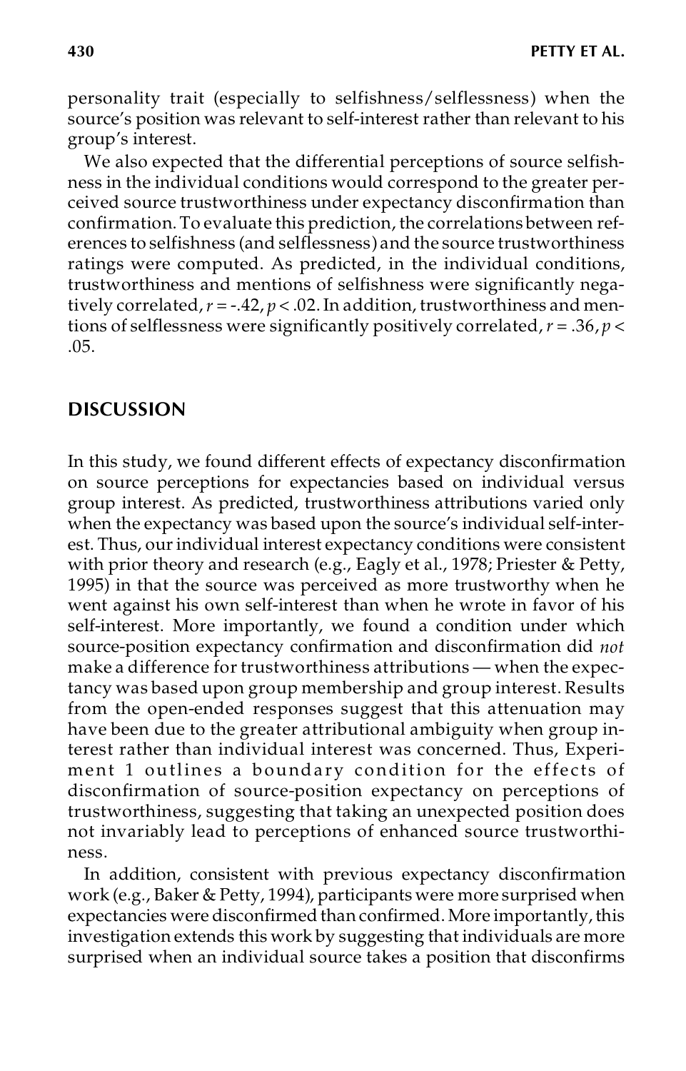personality trait (especially to selfishness/selflessness) when the source's position was relevant to self-interest rather than relevant to his group's interest.

We also expected that the differential perceptions of source selfishness in the individual conditions would correspond to the greater perceived source trustworthiness under expectancy disconfirmation than confirmation. To evaluate this prediction, the correlations between references to selfishness (and selflessness) and the source trustworthiness ratings were computed. As predicted, in the individual conditions, trustworthiness and mentions of selfishness were significantly negatively correlated, $r = -.42$, $p < .02$. In addition, trustworthiness and mentions of selflessness were significantly positively correlated, $r = .36$, $p < .05$.

## DISCUSSION

In this study, we found different effects of expectancy disconfirmation on source perceptions for expectancies based on individual versus group interest. As predicted, trustworthiness attributions varied only when the expectancy was based upon the source's individual self-interest. Thus, our individual interest expectancy conditions were consistent with prior theory and research (e.g., Eagly et al., 1978; Priester & Petty, 1995) in that the source was perceived as more trustworthy when he went against his own self-interest than when he wrote in favor of his self-interest. More importantly, we found a condition under which source-position expectancy confirmation and disconfirmation did *not* make a difference for trustworthiness attributions — when the expectancy was based upon group membership and group interest. Results from the open-ended responses suggest that this attenuation may have been due to the greater attributional ambiguity when group interest rather than individual interest was concerned. Thus, Experiment 1 outlines a boundary condition for the effects of disconfirmation of source-position expectancy on perceptions of trustworthiness, suggesting that taking an unexpected position does not invariably lead to perceptions of enhanced source trustworthiness.

In addition, consistent with previous expectancy disconfirmation work (e.g., Baker & Petty, 1994), participants were more surprised when expectancies were disconfirmed than confirmed. More importantly, this investigation extends this work by suggesting that individuals are more surprised when an individual source takes a position that disconfirms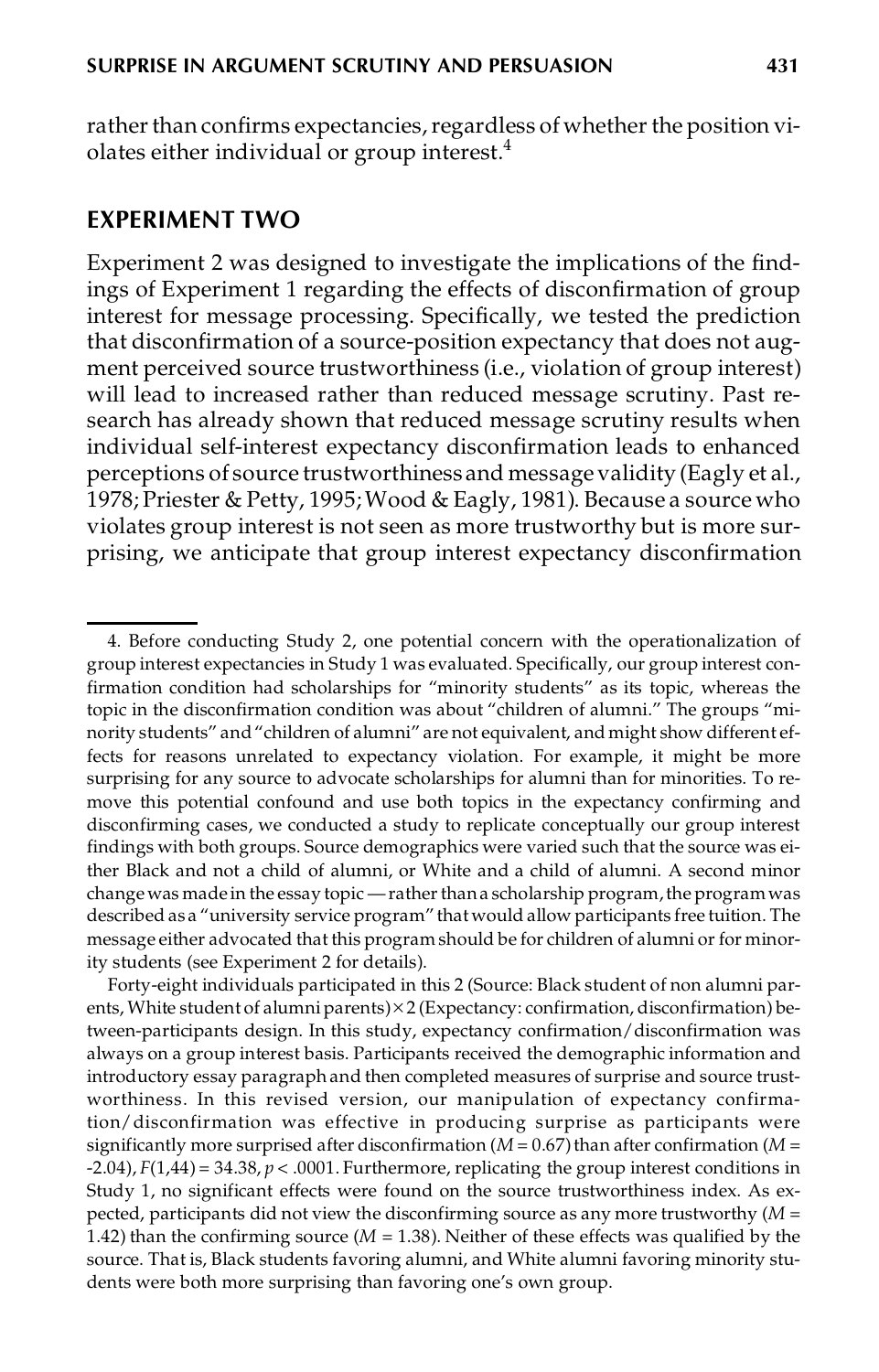rather than confirms expectancies, regardless of whether the position violates either individual or group interest.[4]

## EXPERIMENT TWO

Experiment 2 was designed to investigate the implications of the findings of Experiment 1 regarding the effects of disconfirmation of group interest for message processing. Specifically, we tested the prediction that disconfirmation of a source-position expectancy that does not augment perceived source trustworthiness (i.e., violation of group interest) will lead to increased rather than reduced message scrutiny. Past research has already shown that reduced message scrutiny results when individual self-interest expectancy disconfirmation leads to enhanced perceptions of source trustworthiness and message validity (Eagly et al., 1978; Priester & Petty, 1995; Wood & Eagly, 1981). Because a source who violates group interest is not seen as more trustworthy but is more surprising, we anticipate that group interest expectancy disconfirmation

---

4. Before conducting Study 2, one potential concern with the operationalization of group interest expectancies in Study 1 was evaluated. Specifically, our group interest confirmation condition had scholarships for "minority students" as its topic, whereas the topic in the disconfirmation condition was about "children of alumni." The groups "minority students" and "children of alumni" are not equivalent, and might show different effects for reasons unrelated to expectancy violation. For example, it might be more surprising for any source to advocate scholarships for alumni than for minorities. To remove this potential confound and use both topics in the expectancy confirming and disconfirming cases, we conducted a study to replicate conceptually our group interest findings with both groups. Source demographics were varied such that the source was either Black and not a child of alumni, or White and a child of alumni. A second minor change was made in the essay topic—rather than a scholarship program, the program was described as a "university service program" that would allow participants free tuition. The message either advocated that this program should be for children of alumni or for minority students (see Experiment 2 for details).

Forty-eight individuals participated in this 2 (Source: Black student of non alumni parents, White student of alumni parents) × 2 (Expectancy: confirmation, disconfirmation) between-participants design. In this study, expectancy confirmation/disconfirmation was always on a group interest basis. Participants received the demographic information and introductory essay paragraph and then completed measures of surprise and source trustworthiness. In this revised version, our manipulation of expectancy confirmation/disconfirmation was effective in producing surprise as participants were significantly more surprised after disconfirmation ($M = 0.67$) than after confirmation ($M = -2.04$), $F(1,44) = 34.38$, $p < .0001$. Furthermore, replicating the group interest conditions in Study 1, no significant effects were found on the source trustworthiness index. As expected, participants did not view the disconfirming source as any more trustworthy ($M = 1.42$) than the confirming source ($M = 1.38$). Neither of these effects was qualified by the source. That is, Black students favoring alumni, and White alumni favoring minority students were both more surprising than favoring one's own group.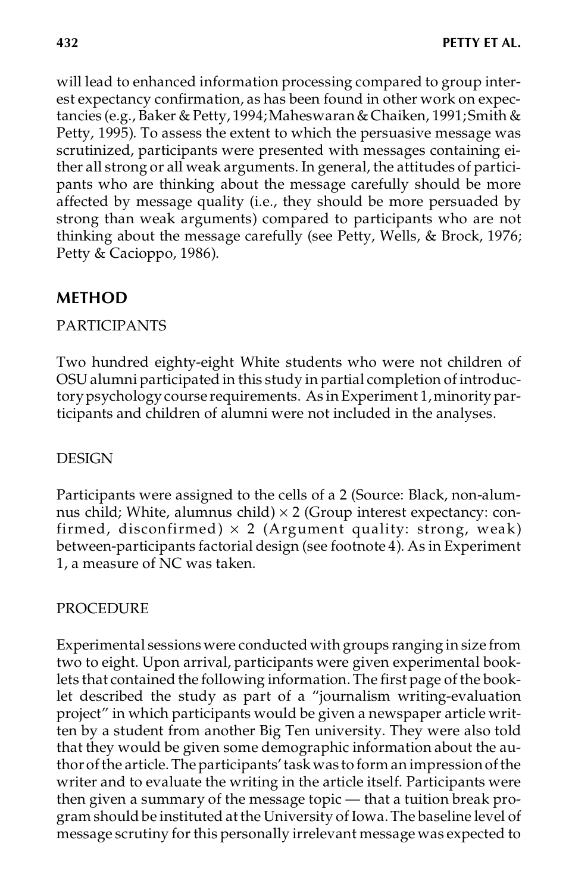will lead to enhanced information processing compared to group interest expectancy confirmation, as has been found in other work on expectancies (e.g., Baker & Petty, 1994; Maheswaran & Chaiken, 1991; Smith & Petty, 1995). To assess the extent to which the persuasive message was scrutinized, participants were presented with messages containing either all strong or all weak arguments. In general, the attitudes of participants who are thinking about the message carefully should be more affected by message quality (i.e., they should be more persuaded by strong than weak arguments) compared to participants who are not thinking about the message carefully (see Petty, Wells, & Brock, 1976; Petty & Cacioppo, 1986).

## METHOD

### PARTICIPANTS

Two hundred eighty-eight White students who were not children of OSU alumni participated in this study in partial completion of introductory psychology course requirements. As in Experiment 1, minority participants and children of alumni were not included in the analyses.

### DESIGN

Participants were assigned to the cells of a 2 (Source: Black, non-alumnus child; White, alumnus child) × 2 (Group interest expectancy: confirmed, disconfirmed) × 2 (Argument quality: strong, weak) between-participants factorial design (see footnote 4). As in Experiment 1, a measure of NC was taken.

### PROCEDURE

Experimental sessions were conducted with groups ranging in size from two to eight. Upon arrival, participants were given experimental booklets that contained the following information. The first page of the booklet described the study as part of a "journalism writing-evaluation project" in which participants would be given a newspaper article written by a student from another Big Ten university. They were also told that they would be given some demographic information about the author of the article. The participants' task was to form an impression of the writer and to evaluate the writing in the article itself. Participants were then given a summary of the message topic — that a tuition break program should be instituted at the University of Iowa. The baseline level of message scrutiny for this personally irrelevant message was expected to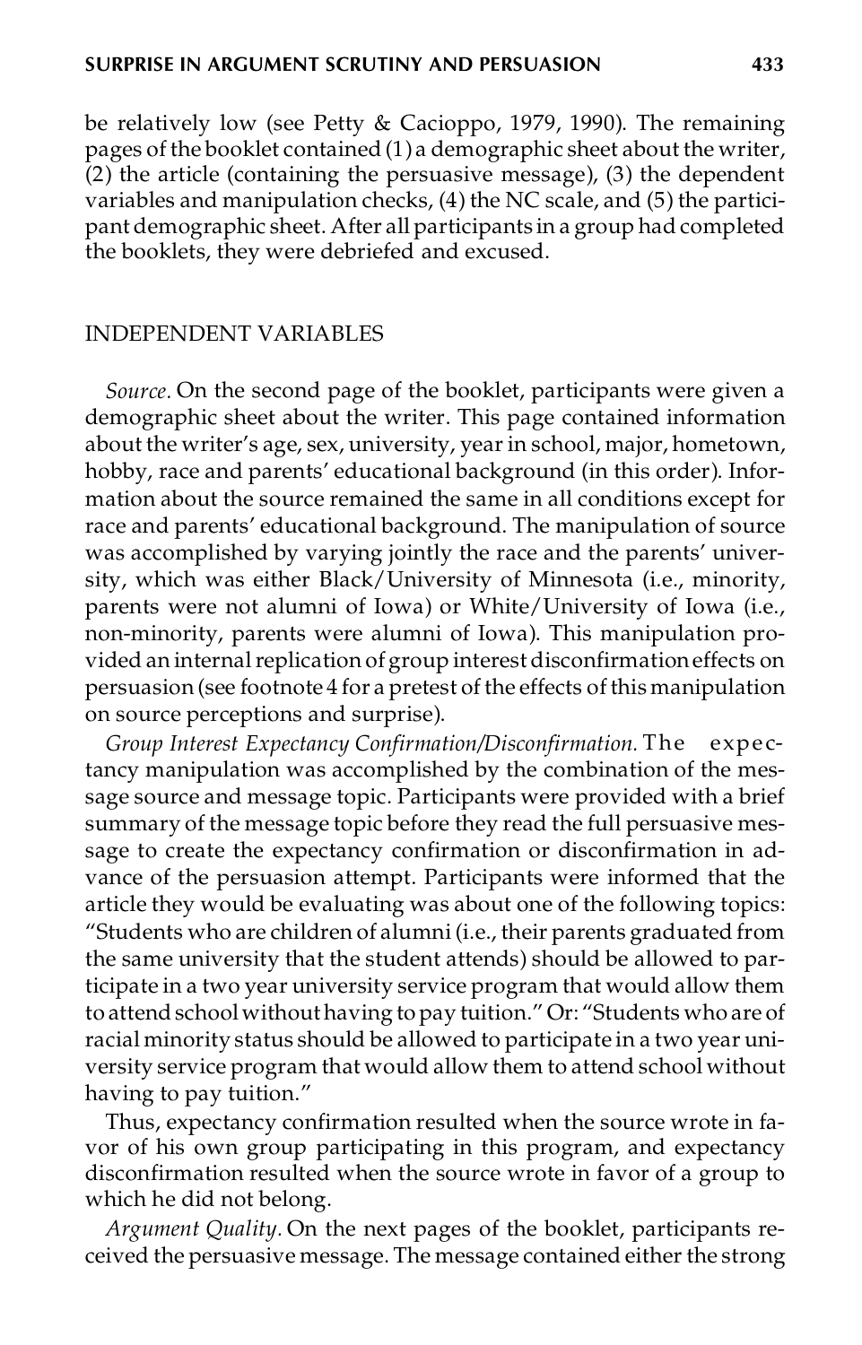be relatively low (see Petty & Cacioppo, 1979, 1990). The remaining pages of the booklet contained (1) a demographic sheet about the writer, (2) the article (containing the persuasive message), (3) the dependent variables and manipulation checks, (4) the NC scale, and (5) the participant demographic sheet. After all participants in a group had completed the booklets, they were debriefed and excused.

## INDEPENDENT VARIABLES

*Source.* On the second page of the booklet, participants were given a demographic sheet about the writer. This page contained information about the writer's age, sex, university, year in school, major, hometown, hobby, race and parents' educational background (in this order). Information about the source remained the same in all conditions except for race and parents' educational background. The manipulation of source was accomplished by varying jointly the race and the parents' university, which was either Black/University of Minnesota (i.e., minority, parents were not alumni of Iowa) or White/University of Iowa (i.e., non-minority, parents were alumni of Iowa). This manipulation provided an internal replication of group interest disconfirmation effects on persuasion (see footnote 4 for a pretest of the effects of this manipulation on source perceptions and surprise).

*Group Interest Expectancy Confirmation/Disconfirmation.* The expectancy manipulation was accomplished by the combination of the message source and message topic. Participants were provided with a brief summary of the message topic before they read the full persuasive message to create the expectancy confirmation or disconfirmation in advance of the persuasion attempt. Participants were informed that the article they would be evaluating was about one of the following topics: "Students who are children of alumni (i.e., their parents graduated from the same university that the student attends) should be allowed to participate in a two year university service program that would allow them to attend school without having to pay tuition." Or: "Students who are of racial minority status should be allowed to participate in a two year university service program that would allow them to attend school without having to pay tuition."

Thus, expectancy confirmation resulted when the source wrote in favor of his own group participating in this program, and expectancy disconfirmation resulted when the source wrote in favor of a group to which he did not belong.

*Argument Quality.* On the next pages of the booklet, participants received the persuasive message. The message contained either the strong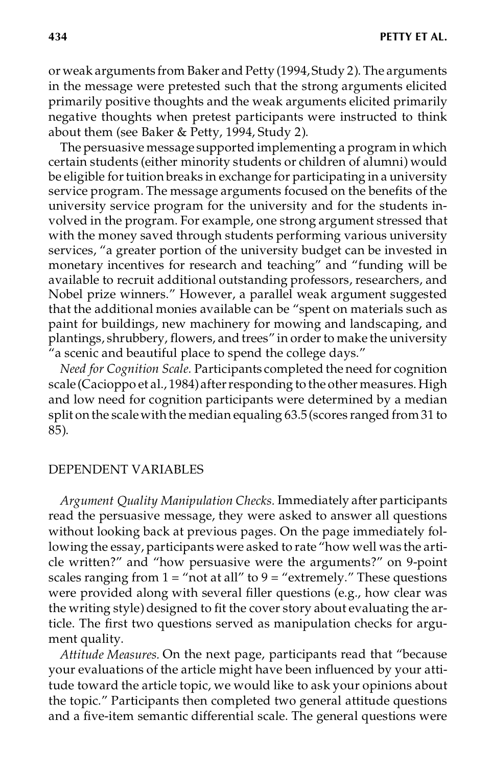or weak arguments from Baker and Petty (1994, Study 2). The arguments in the message were pretested such that the strong arguments elicited primarily positive thoughts and the weak arguments elicited primarily negative thoughts when pretest participants were instructed to think about them (see Baker & Petty, 1994, Study 2).

The persuasive message supported implementing a program in which certain students (either minority students or children of alumni) would be eligible for tuition breaks in exchange for participating in a university service program. The message arguments focused on the benefits of the university service program for the university and for the students involved in the program. For example, one strong argument stressed that with the money saved through students performing various university services, "a greater portion of the university budget can be invested in monetary incentives for research and teaching" and "funding will be available to recruit additional outstanding professors, researchers, and Nobel prize winners." However, a parallel weak argument suggested that the additional monies available can be "spent on materials such as paint for buildings, new machinery for mowing and landscaping, and plantings, shrubbery, flowers, and trees" in order to make the university "a scenic and beautiful place to spend the college days."

*Need for Cognition Scale.* Participants completed the need for cognition scale (Cacioppo et al., 1984) after responding to the other measures. High and low need for cognition participants were determined by a median split on the scale with the median equaling 63.5 (scores ranged from 31 to 85).

## DEPENDENT VARIABLES

*Argument Quality Manipulation Checks.* Immediately after participants read the persuasive message, they were asked to answer all questions without looking back at previous pages. On the page immediately following the essay, participants were asked to rate "how well was the article written?" and "how persuasive were the arguments?" on 9-point scales ranging from 1 = "not at all" to 9 = "extremely." These questions were provided along with several filler questions (e.g., how clear was the writing style) designed to fit the cover story about evaluating the article. The first two questions served as manipulation checks for argument quality.

*Attitude Measures.* On the next page, participants read that "because your evaluations of the article might have been influenced by your attitude toward the article topic, we would like to ask your opinions about the topic." Participants then completed two general attitude questions and a five-item semantic differential scale. The general questions were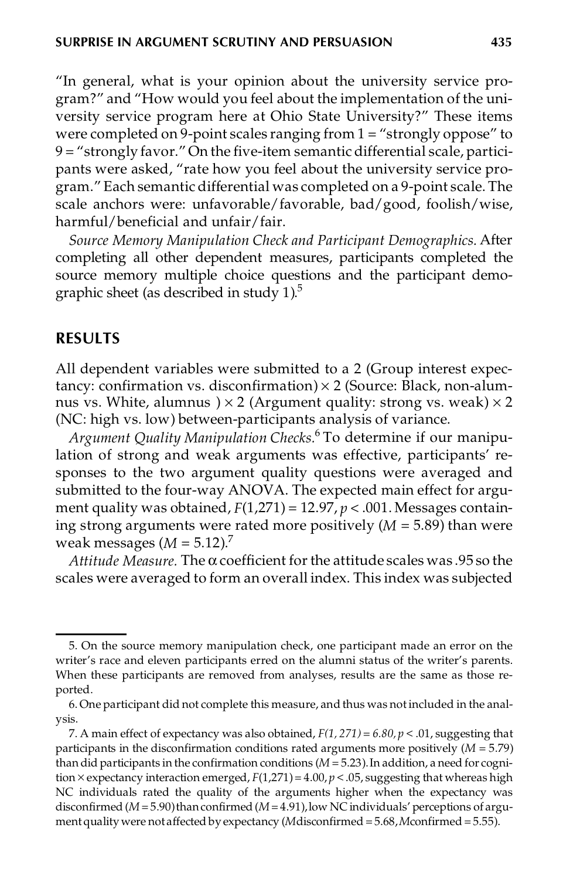"In general, what is your opinion about the university service program?" and "How would you feel about the implementation of the university service program here at Ohio State University?" These items were completed on 9-point scales ranging from 1 = "strongly oppose" to 9 = "strongly favor." On the five-item semantic differential scale, participants were asked, "rate how you feel about the university service program." Each semantic differential was completed on a 9-point scale. The scale anchors were: unfavorable/favorable, bad/good, foolish/wise, harmful/beneficial and unfair/fair.

*Source Memory Manipulation Check and Participant Demographics.* After completing all other dependent measures, participants completed the source memory multiple choice questions and the participant demographic sheet (as described in study 1).[5]

## RESULTS

All dependent variables were submitted to a 2 (Group interest expectancy: confirmation vs. disconfirmation) × 2 (Source: Black, non-alumnus vs. White, alumnus ) × 2 (Argument quality: strong vs. weak) × 2 (NC: high vs. low) between-participants analysis of variance.

*Argument Quality Manipulation Checks.*[6] To determine if our manipulation of strong and weak arguments was effective, participants' responses to the two argument quality questions were averaged and submitted to the four-way ANOVA. The expected main effect for argument quality was obtained, $F(1{,}271) = 12.97$, $p < .001$. Messages containing strong arguments were rated more positively ($M = 5.89$) than were weak messages ($M = 5.12$).[7]

*Attitude Measure.* The α coefficient for the attitude scales was .95 so the scales were averaged to form an overall index. This index was subjected

---

5. On the source memory manipulation check, one participant made an error on the writer's race and eleven participants erred on the alumni status of the writer's parents. When these participants are removed from analyses, results are the same as those reported.

6. One participant did not complete this measure, and thus was not included in the analysis.

7. A main effect of expectancy was also obtained, $F(1, 271) = 6.80$, $p < .01$, suggesting that participants in the disconfirmation conditions rated arguments more positively ($M = 5.79$) than did participants in the confirmation conditions ($M = 5.23$). In addition, a need for cognition × expectancy interaction emerged, $F(1{,}271) = 4.00$, $p < .05$, suggesting that whereas high NC individuals rated the quality of the arguments higher when the expectancy was disconfirmed ($M = 5.90$) than confirmed ($M = 4.91$), low NC individuals' perceptions of argument quality were not affected by expectancy ($M$disconfirmed = 5.68, $M$confirmed = 5.55).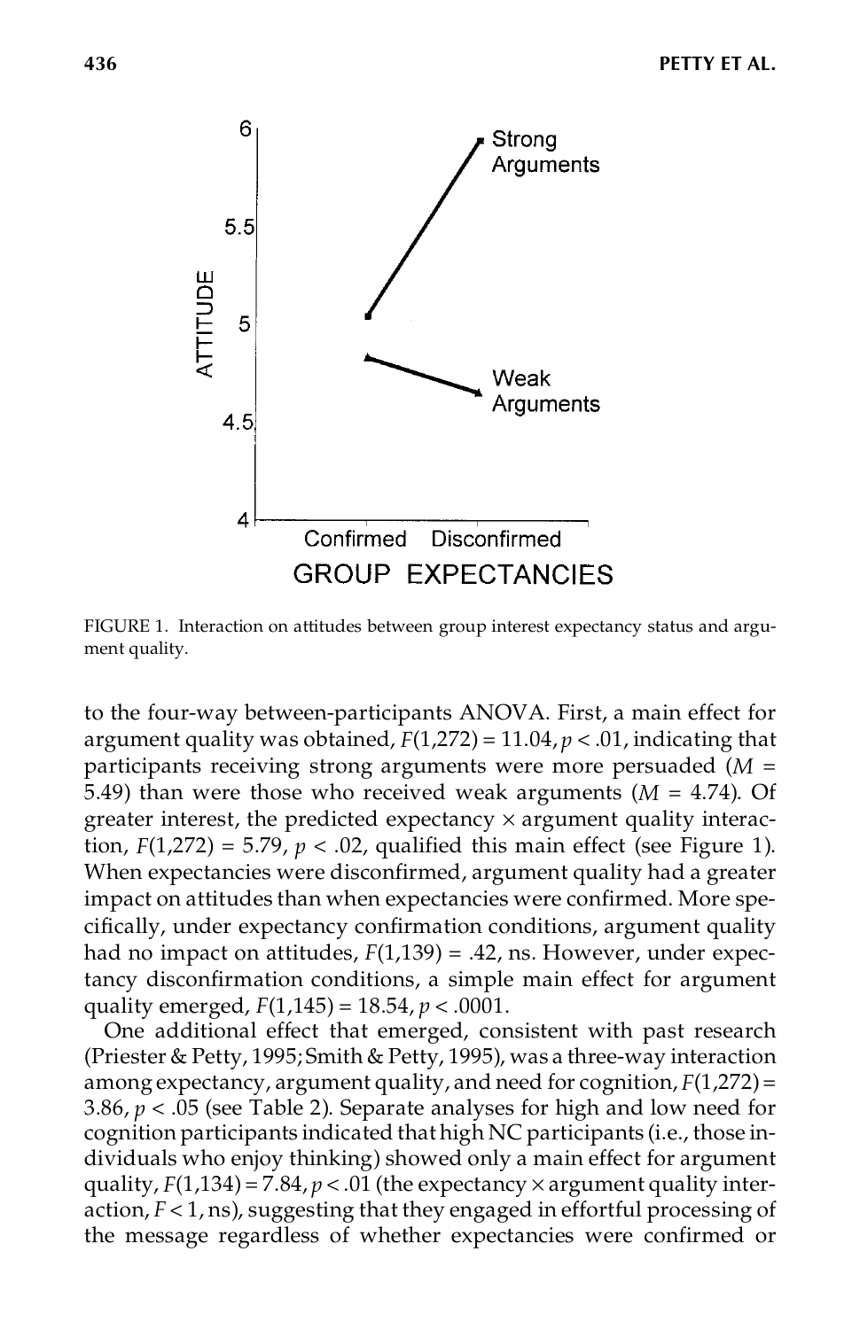FIGURE 1. Interaction on attitudes between group interest expectancy status and argument quality.

to the four-way between-participants ANOVA. First, a main effect for argument quality was obtained, $F(1,272) = 11.04, p < .01$, indicating that participants receiving strong arguments were more persuaded ($M = 5.49$) than were those who received weak arguments ($M = 4.74$). Of greater interest, the predicted expectancy × argument quality interaction, $F(1,272) = 5.79, p < .02$, qualified this main effect (see Figure 1). When expectancies were disconfirmed, argument quality had a greater impact on attitudes than when expectancies were confirmed. More specifically, under expectancy confirmation conditions, argument quality had no impact on attitudes, $F(1,139) = .42$, ns. However, under expectancy disconfirmation conditions, a simple main effect for argument quality emerged, $F(1,145) = 18.54, p < .0001$.

One additional effect that emerged, consistent with past research (Priester & Petty, 1995; Smith & Petty, 1995), was a three-way interaction among expectancy, argument quality, and need for cognition, $F(1,272) = 3.86, p < .05$ (see Table 2). Separate analyses for high and low need for cognition participants indicated that high NC participants (i.e., those individuals who enjoy thinking) showed only a main effect for argument quality, $F(1,134) = 7.84, p < .01$ (the expectancy × argument quality interaction, $F < 1$, ns), suggesting that they engaged in effortful processing of the message regardless of whether expectancies were confirmed or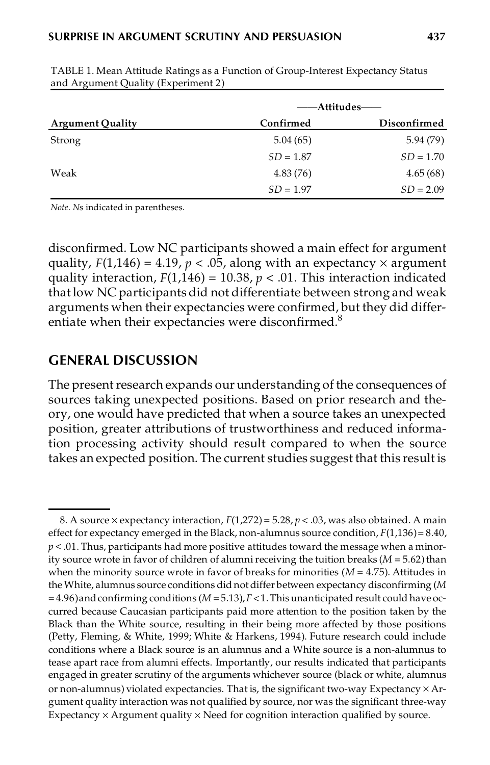TABLE 1. Mean Attitude Ratings as a Function of Group-Interest Expectancy Status and Argument Quality (Experiment 2)

| | Attitudes | |
|---|---|---|
| Argument Quality | Confirmed | Disconfirmed |
| Strong | 5.04 (65) | 5.94 (79) |
| | $SD = 1.87$ | $SD = 1.70$ |
| Weak | 4.83 (76) | 4.65 (68) |
| | $SD = 1.97$ | $SD = 2.09$ |

*Note*. *N*s indicated in parentheses.

disconfirmed. Low NC participants showed a main effect for argument quality, $F(1,146) = 4.19$, $p < .05$, along with an expectancy × argument quality interaction, $F(1,146) = 10.38$, $p < .01$. This interaction indicated that low NC participants did not differentiate between strong and weak arguments when their expectancies were confirmed, but they did differentiate when their expectancies were disconfirmed.[8]

## GENERAL DISCUSSION

The present research expands our understanding of the consequences of sources taking unexpected positions. Based on prior research and theory, one would have predicted that when a source takes an unexpected position, greater attributions of trustworthiness and reduced information processing activity should result compared to when the source takes an expected position. The current studies suggest that this result is

8. A source × expectancy interaction, $F(1,272) = 5.28$, $p < .03$, was also obtained. A main effect for expectancy emerged in the Black, non-alumnus source condition, $F(1,136) = 8.40$, $p < .01$. Thus, participants had more positive attitudes toward the message when a minority source wrote in favor of children of alumni receiving the tuition breaks ($M = 5.62$) than when the minority source wrote in favor of breaks for minorities ($M = 4.75$). Attitudes in the White, alumnus source conditions did not differ between expectancy disconfirming ($M = 4.96$) and confirming conditions ($M = 5.13$), $F < 1$. This unanticipated result could have occurred because Caucasian participants paid more attention to the position taken by the Black than the White source, resulting in their being more affected by those positions (Petty, Fleming, & White, 1999; White & Harkens, 1994). Future research could include conditions where a Black source is an alumnus and a White source is a non-alumnus to tease apart race from alumni effects. Importantly, our results indicated that participants engaged in greater scrutiny of the arguments whichever source (black or white, alumnus or non-alumnus) violated expectancies. That is, the significant two-way Expectancy × Argument quality interaction was not qualified by source, nor was the significant three-way Expectancy × Argument quality × Need for cognition interaction qualified by source.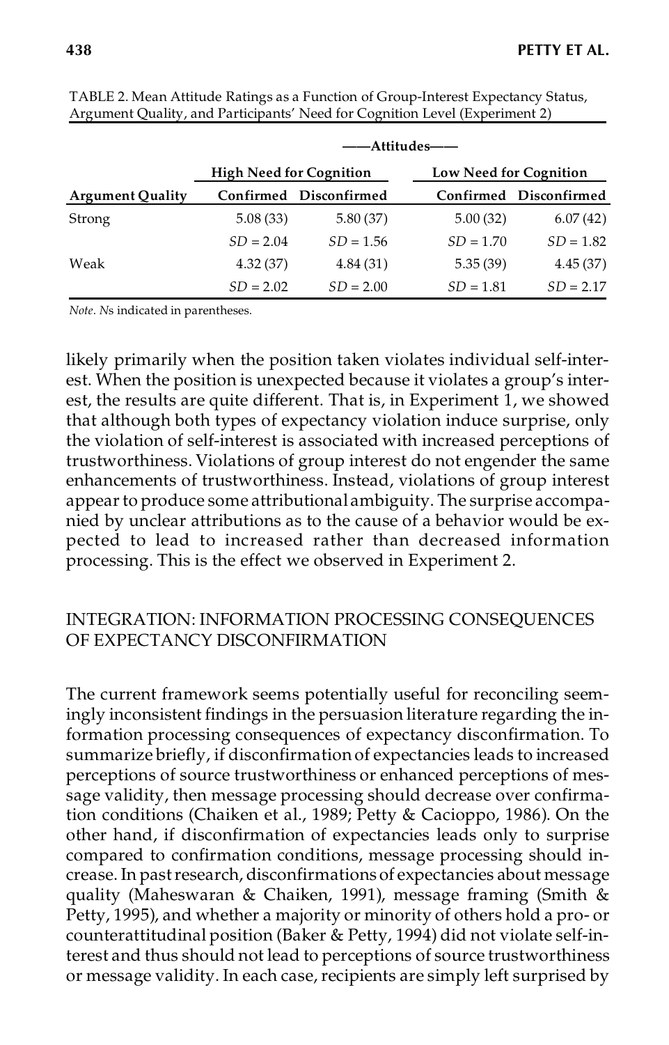TABLE 2. Mean Attitude Ratings as a Function of Group-Interest Expectancy Status, Argument Quality, and Participants' Need for Cognition Level (Experiment 2)

| | Attitudes | | | |
|---|---|---|---|---|
| | High Need for Cognition | | Low Need for Cognition | |
| Argument Quality | Confirmed | Disconfirmed | Confirmed | Disconfirmed |
| Strong | 5.08 (33) | 5.80 (37) | 5.00 (32) | 6.07 (42) |
| | $SD = 2.04$ | $SD = 1.56$ | $SD = 1.70$ | $SD = 1.82$ |
| Weak | 4.32 (37) | 4.84 (31) | 5.35 (39) | 4.45 (37) |
| | $SD = 2.02$ | $SD = 2.00$ | $SD = 1.81$ | $SD = 2.17$ |

*Note*. *N*s indicated in parentheses.

likely primarily when the position taken violates individual self-interest. When the position is unexpected because it violates a group's interest, the results are quite different. That is, in Experiment 1, we showed that although both types of expectancy violation induce surprise, only the violation of self-interest is associated with increased perceptions of trustworthiness. Violations of group interest do not engender the same enhancements of trustworthiness. Instead, violations of group interest appear to produce some attributional ambiguity. The surprise accompanied by unclear attributions as to the cause of a behavior would be expected to lead to increased rather than decreased information processing. This is the effect we observed in Experiment 2.

## INTEGRATION: INFORMATION PROCESSING CONSEQUENCES OF EXPECTANCY DISCONFIRMATION

The current framework seems potentially useful for reconciling seemingly inconsistent findings in the persuasion literature regarding the information processing consequences of expectancy disconfirmation. To summarize briefly, if disconfirmation of expectancies leads to increased perceptions of source trustworthiness or enhanced perceptions of message validity, then message processing should decrease over confirmation conditions (Chaiken et al., 1989; Petty & Cacioppo, 1986). On the other hand, if disconfirmation of expectancies leads only to surprise compared to confirmation conditions, message processing should increase. In past research, disconfirmations of expectancies about message quality (Maheswaran & Chaiken, 1991), message framing (Smith & Petty, 1995), and whether a majority or minority of others hold a pro- or counterattitudinal position (Baker & Petty, 1994) did not violate self-interest and thus should not lead to perceptions of source trustworthiness or message validity. In each case, recipients are simply left surprised by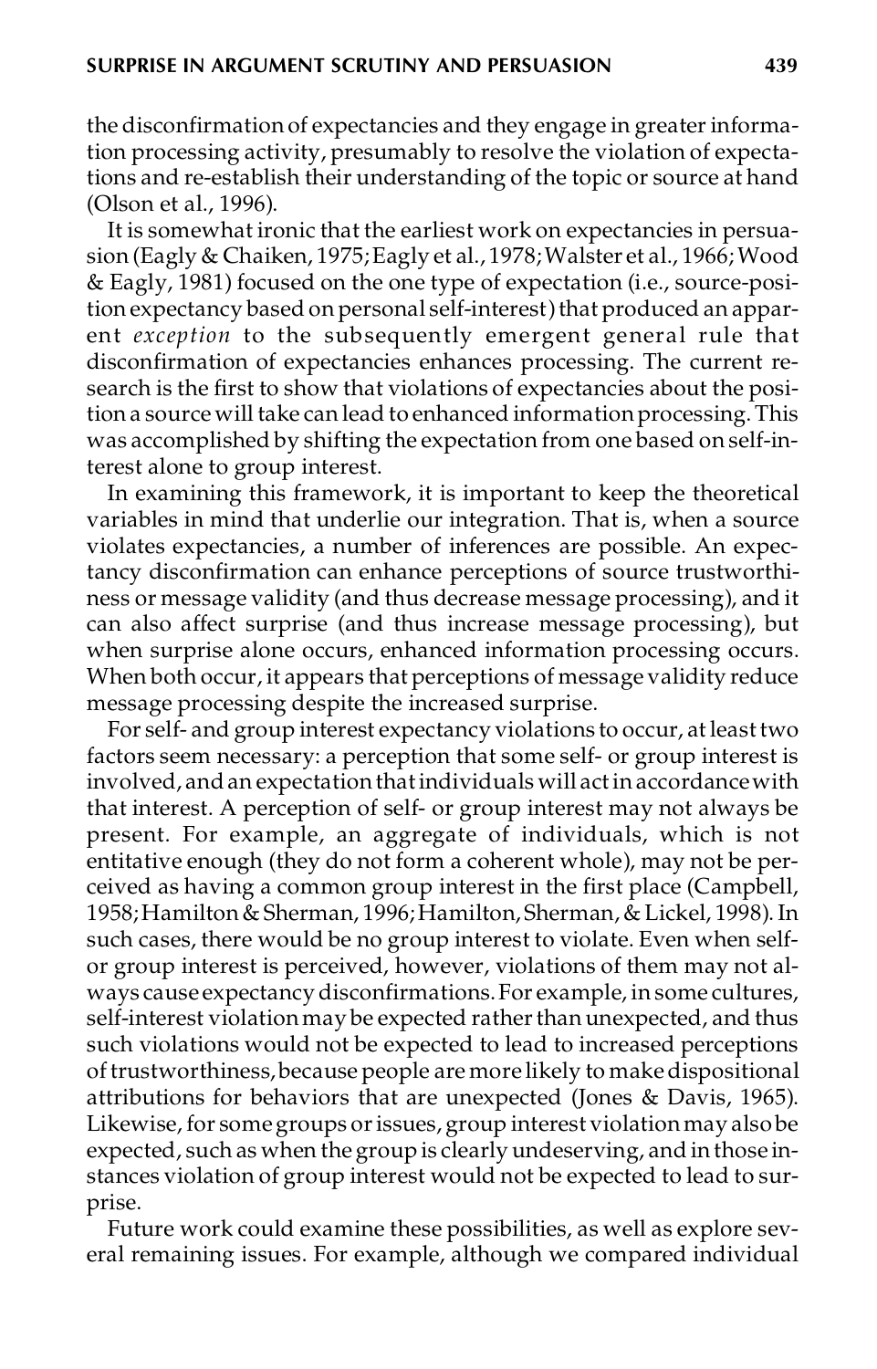the disconfirmation of expectancies and they engage in greater information processing activity, presumably to resolve the violation of expectations and re-establish their understanding of the topic or source at hand (Olson et al., 1996).

It is somewhat ironic that the earliest work on expectancies in persuasion (Eagly & Chaiken, 1975; Eagly et al., 1978; Walster et al., 1966; Wood & Eagly, 1981) focused on the one type of expectation (i.e., source-position expectancy based on personal self-interest) that produced an apparent *exception* to the subsequently emergent general rule that disconfirmation of expectancies enhances processing. The current research is the first to show that violations of expectancies about the position a source will take can lead to enhanced information processing. This was accomplished by shifting the expectation from one based on self-interest alone to group interest.

In examining this framework, it is important to keep the theoretical variables in mind that underlie our integration. That is, when a source violates expectancies, a number of inferences are possible. An expectancy disconfirmation can enhance perceptions of source trustworthiness or message validity (and thus decrease message processing), and it can also affect surprise (and thus increase message processing), but when surprise alone occurs, enhanced information processing occurs. When both occur, it appears that perceptions of message validity reduce message processing despite the increased surprise.

For self- and group interest expectancy violations to occur, at least two factors seem necessary: a perception that some self- or group interest is involved, and an expectation that individuals will act in accordance with that interest. A perception of self- or group interest may not always be present. For example, an aggregate of individuals, which is not entitative enough (they do not form a coherent whole), may not be perceived as having a common group interest in the first place (Campbell, 1958; Hamilton & Sherman, 1996; Hamilton, Sherman, & Lickel, 1998). In such cases, there would be no group interest to violate. Even when self- or group interest is perceived, however, violations of them may not always cause expectancy disconfirmations. For example, in some cultures, self-interest violation may be expected rather than unexpected, and thus such violations would not be expected to lead to increased perceptions of trustworthiness, because people are more likely to make dispositional attributions for behaviors that are unexpected (Jones & Davis, 1965). Likewise, for some groups or issues, group interest violation may also be expected, such as when the group is clearly undeserving, and in those instances violation of group interest would not be expected to lead to surprise.

Future work could examine these possibilities, as well as explore several remaining issues. For example, although we compared individual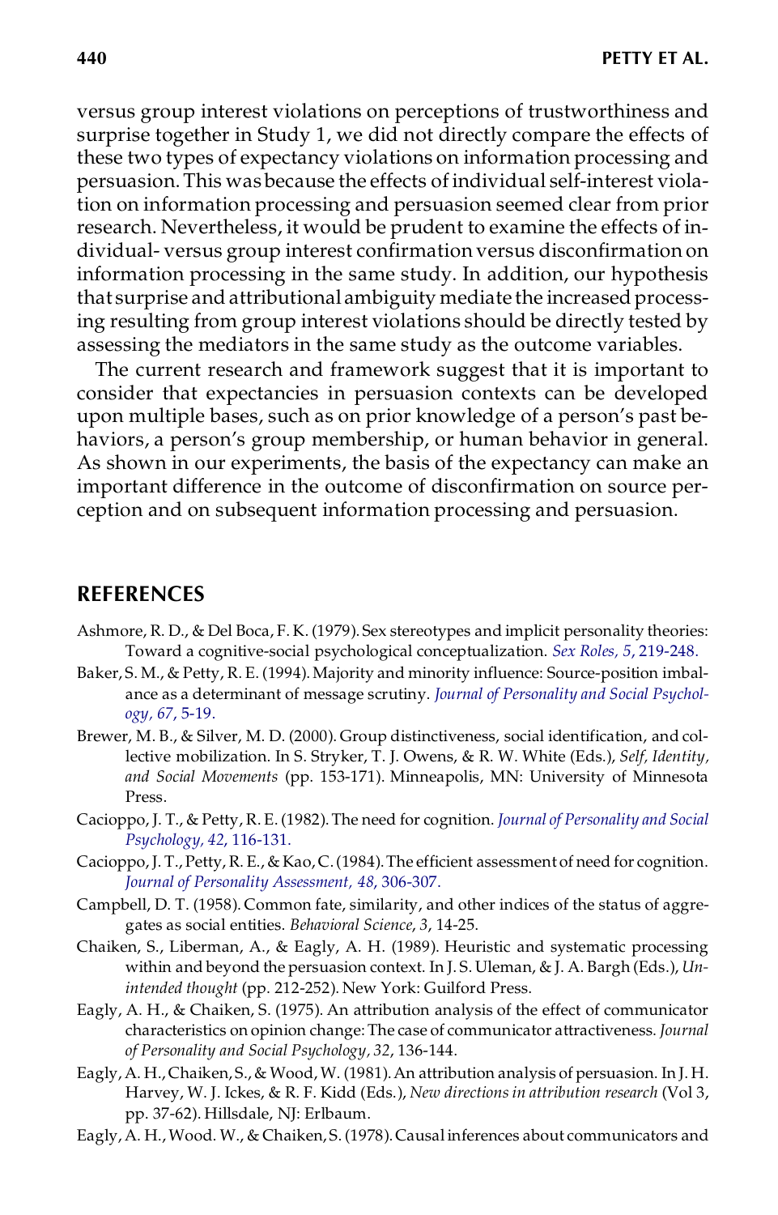versus group interest violations on perceptions of trustworthiness and surprise together in Study 1, we did not directly compare the effects of these two types of expectancy violations on information processing and persuasion. This was because the effects of individual self-interest violation on information processing and persuasion seemed clear from prior research. Nevertheless, it would be prudent to examine the effects of individual- versus group interest confirmation versus disconfirmation on information processing in the same study. In addition, our hypothesis that surprise and attributional ambiguity mediate the increased processing resulting from group interest violations should be directly tested by assessing the mediators in the same study as the outcome variables.

The current research and framework suggest that it is important to consider that expectancies in persuasion contexts can be developed upon multiple bases, such as on prior knowledge of a person's past behaviors, a person's group membership, or human behavior in general. As shown in our experiments, the basis of the expectancy can make an important difference in the outcome of disconfirmation on source perception and on subsequent information processing and persuasion.

## REFERENCES

Ashmore, R. D., & Del Boca, F. K. (1979). Sex stereotypes and implicit personality theories: Toward a cognitive-social psychological conceptualization. *Sex Roles, 5*, 219-248.

Baker, S. M., & Petty, R. E. (1994). Majority and minority influence: Source-position imbalance as a determinant of message scrutiny. *Journal of Personality and Social Psychology, 67*, 5-19.

Brewer, M. B., & Silver, M. D. (2000). Group distinctiveness, social identification, and collective mobilization. In S. Stryker, T. J. Owens, & R. W. White (Eds.), *Self, Identity, and Social Movements* (pp. 153-171). Minneapolis, MN: University of Minnesota Press.

Cacioppo, J. T., & Petty, R. E. (1982). The need for cognition. *Journal of Personality and Social Psychology, 42*, 116-131.

Cacioppo, J. T., Petty, R. E., & Kao, C. (1984). The efficient assessment of need for cognition. *Journal of Personality Assessment, 48*, 306-307.

Campbell, D. T. (1958). Common fate, similarity, and other indices of the status of aggregates as social entities. *Behavioral Science, 3*, 14-25.

Chaiken, S., Liberman, A., & Eagly, A. H. (1989). Heuristic and systematic processing within and beyond the persuasion context. In J. S. Uleman, & J. A. Bargh (Eds.), *Unintended thought* (pp. 212-252). New York: Guilford Press.

Eagly, A. H., & Chaiken, S. (1975). An attribution analysis of the effect of communicator characteristics on opinion change: The case of communicator attractiveness. *Journal of Personality and Social Psychology, 32*, 136-144.

Eagly, A. H., Chaiken, S., & Wood, W. (1981). An attribution analysis of persuasion. In J. H. Harvey, W. J. Ickes, & R. F. Kidd (Eds.), *New directions in attribution research* (Vol 3, pp. 37-62). Hillsdale, NJ: Erlbaum.

Eagly, A. H., Wood. W., & Chaiken, S. (1978). Causal inferences about communicators and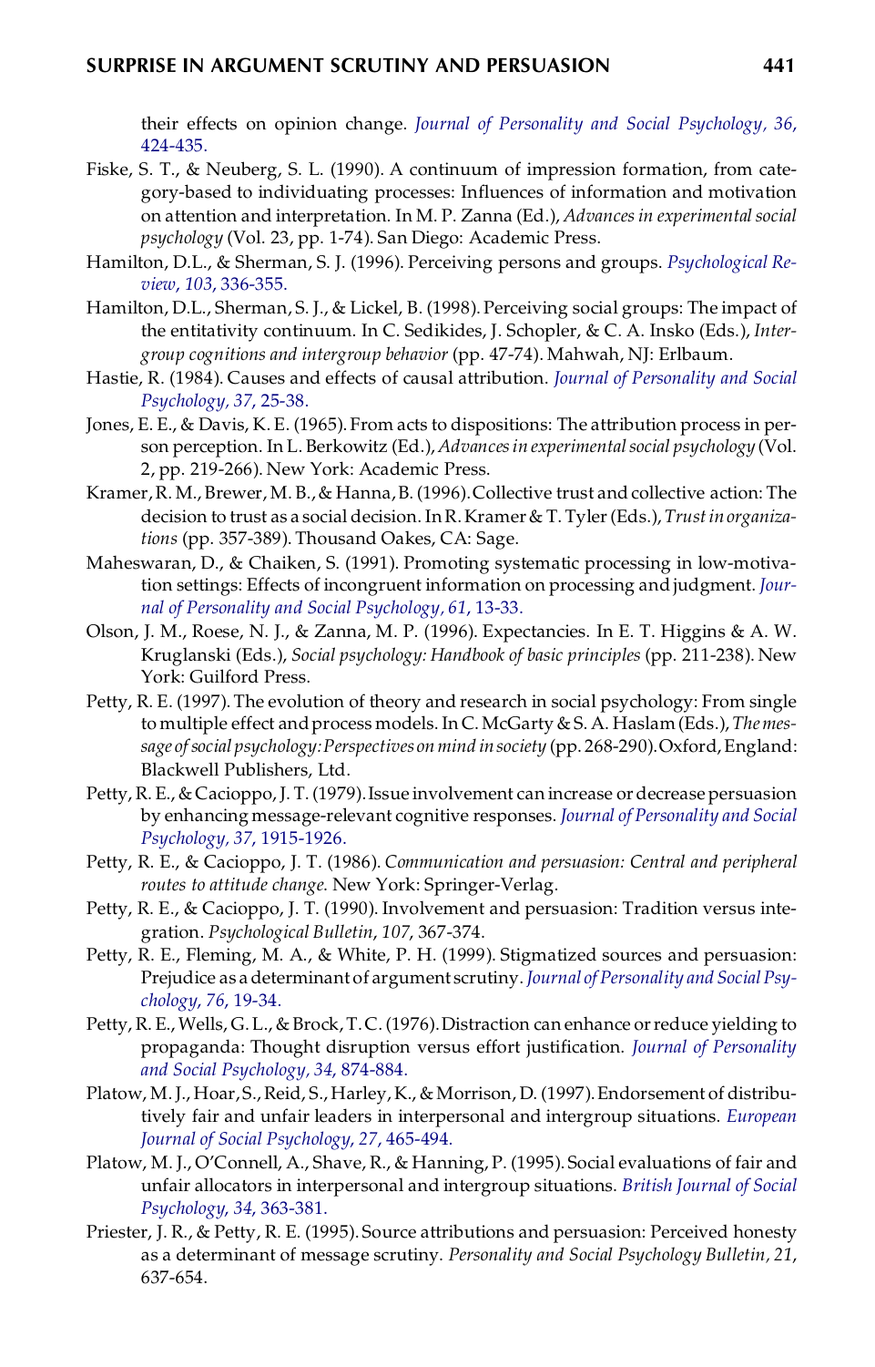their effects on opinion change. *Journal of Personality and Social Psychology, 36*, 424-435.

Fiske, S. T., & Neuberg, S. L. (1990). A continuum of impression formation, from category-based to individuating processes: Influences of information and motivation on attention and interpretation. In M. P. Zanna (Ed.), *Advances in experimental social psychology* (Vol. 23, pp. 1-74). San Diego: Academic Press.

Hamilton, D.L., & Sherman, S. J. (1996). Perceiving persons and groups. *Psychological Review, 103*, 336-355.

Hamilton, D.L., Sherman, S. J., & Lickel, B. (1998). Perceiving social groups: The impact of the entitativity continuum. In C. Sedikides, J. Schopler, & C. A. Insko (Eds.), *Intergroup cognitions and intergroup behavior* (pp. 47-74). Mahwah, NJ: Erlbaum.

Hastie, R. (1984). Causes and effects of causal attribution. *Journal of Personality and Social Psychology, 37*, 25-38.

Jones, E. E., & Davis, K. E. (1965). From acts to dispositions: The attribution process in person perception. In L. Berkowitz (Ed.), *Advances in experimental social psychology* (Vol. 2, pp. 219-266). New York: Academic Press.

Kramer, R. M., Brewer, M. B., & Hanna, B. (1996). Collective trust and collective action: The decision to trust as a social decision. In R. Kramer & T. Tyler (Eds.), *Trust in organizations* (pp. 357-389). Thousand Oakes, CA: Sage.

Maheswaran, D., & Chaiken, S. (1991). Promoting systematic processing in low-motivation settings: Effects of incongruent information on processing and judgment. *Journal of Personality and Social Psychology, 61*, 13-33.

Olson, J. M., Roese, N. J., & Zanna, M. P. (1996). Expectancies. In E. T. Higgins & A. W. Kruglanski (Eds.), *Social psychology: Handbook of basic principles* (pp. 211-238). New York: Guilford Press.

Petty, R. E. (1997). The evolution of theory and research in social psychology: From single to multiple effect and process models. In C. McGarty & S. A. Haslam (Eds.), *The message of social psychology: Perspectives on mind in society* (pp. 268-290). Oxford, England: Blackwell Publishers, Ltd.

Petty, R. E., & Cacioppo, J. T. (1979). Issue involvement can increase or decrease persuasion by enhancing message-relevant cognitive responses. *Journal of Personality and Social Psychology, 37*, 1915-1926.

Petty, R. E., & Cacioppo, J. T. (1986). *Communication and persuasion: Central and peripheral routes to attitude change*. New York: Springer-Verlag.

Petty, R. E., & Cacioppo, J. T. (1990). Involvement and persuasion: Tradition versus integration. *Psychological Bulletin, 107*, 367-374.

Petty, R. E., Fleming, M. A., & White, P. H. (1999). Stigmatized sources and persuasion: Prejudice as a determinant of argument scrutiny. *Journal of Personality and Social Psychology, 76*, 19-34.

Petty, R. E., Wells, G. L., & Brock, T. C. (1976). Distraction can enhance or reduce yielding to propaganda: Thought disruption versus effort justification. *Journal of Personality and Social Psychology, 34*, 874-884.

Platow, M. J., Hoar, S., Reid, S., Harley, K., & Morrison, D. (1997). Endorsement of distributively fair and unfair leaders in interpersonal and intergroup situations. *European Journal of Social Psychology, 27*, 465-494.

Platow, M. J., O'Connell, A., Shave, R., & Hanning, P. (1995). Social evaluations of fair and unfair allocators in interpersonal and intergroup situations. *British Journal of Social Psychology, 34*, 363-381.

Priester, J. R., & Petty, R. E. (1995). Source attributions and persuasion: Perceived honesty as a determinant of message scrutiny. *Personality and Social Psychology Bulletin, 21*, 637-654.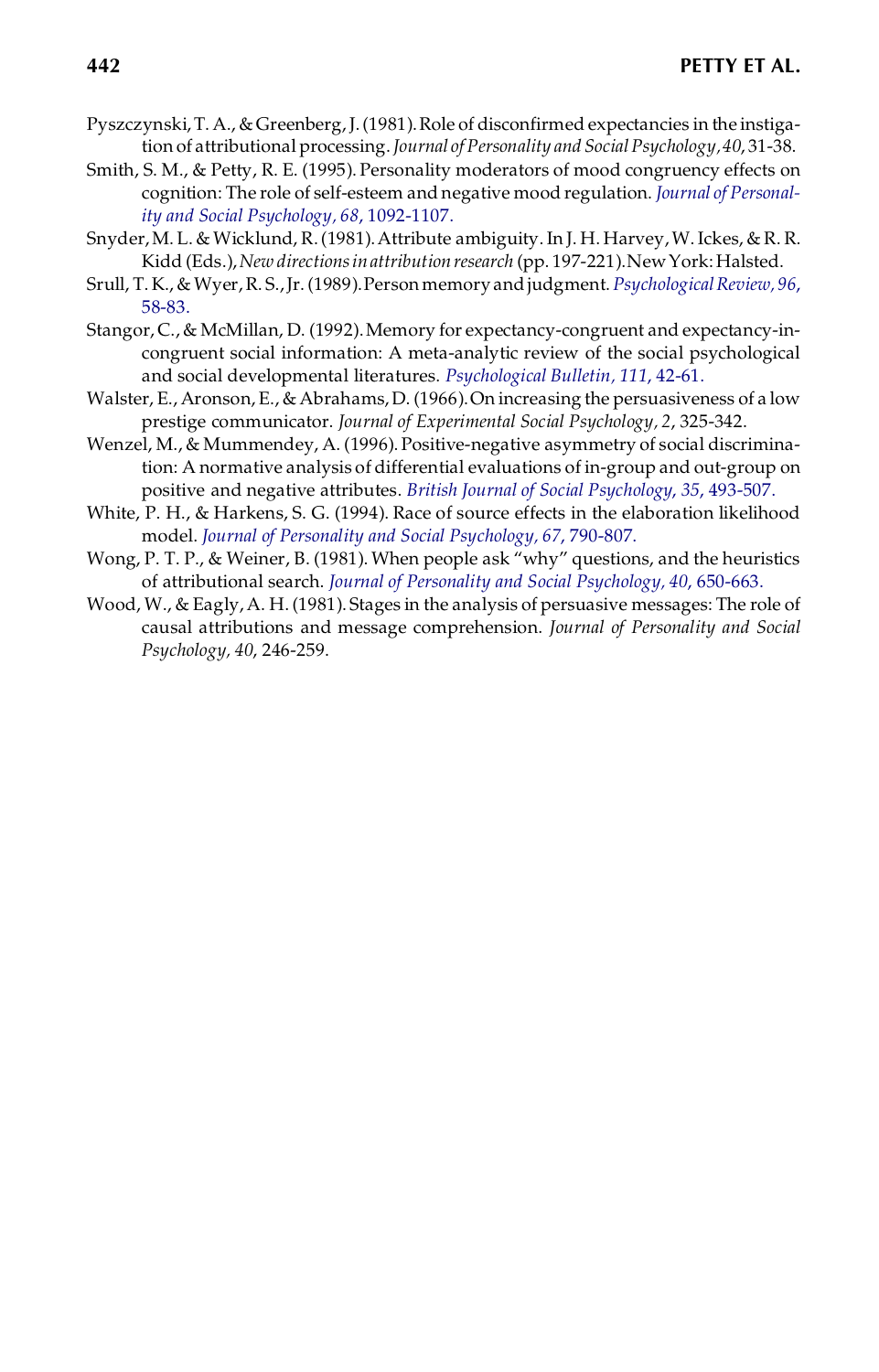Pyszczynski, T. A., & Greenberg, J. (1981). Role of disconfirmed expectancies in the instigation of attributional processing. *Journal of Personality and Social Psychology*, *40*, 31-38.

Smith, S. M., & Petty, R. E. (1995). Personality moderators of mood congruency effects on cognition: The role of self-esteem and negative mood regulation. *Journal of Personality and Social Psychology*, *68*, 1092-1107.

Snyder, M. L. & Wicklund, R. (1981). Attribute ambiguity. In J. H. Harvey, W. Ickes, & R. R. Kidd (Eds.), *New directions in attribution research* (pp. 197-221). New York: Halsted.

Srull, T. K., & Wyer, R. S., Jr. (1989). Person memory and judgment. *Psychological Review*, *96*, 58-83.

Stangor, C., & McMillan, D. (1992). Memory for expectancy-congruent and expectancy-incongruent social information: A meta-analytic review of the social psychological and social developmental literatures. *Psychological Bulletin*, *111*, 42-61.

Walster, E., Aronson, E., & Abrahams, D. (1966). On increasing the persuasiveness of a low prestige communicator. *Journal of Experimental Social Psychology*, *2*, 325-342.

Wenzel, M., & Mummendey, A. (1996). Positive-negative asymmetry of social discrimination: A normative analysis of differential evaluations of in-group and out-group on positive and negative attributes. *British Journal of Social Psychology*, *35*, 493-507.

White, P. H., & Harkens, S. G. (1994). Race of source effects in the elaboration likelihood model. *Journal of Personality and Social Psychology*, *67*, 790-807.

Wong, P. T. P., & Weiner, B. (1981). When people ask "why" questions, and the heuristics of attributional search. *Journal of Personality and Social Psychology*, *40*, 650-663.

Wood, W., & Eagly, A. H. (1981). Stages in the analysis of persuasive messages: The role of causal attributions and message comprehension. *Journal of Personality and Social Psychology*, *40*, 246-259.